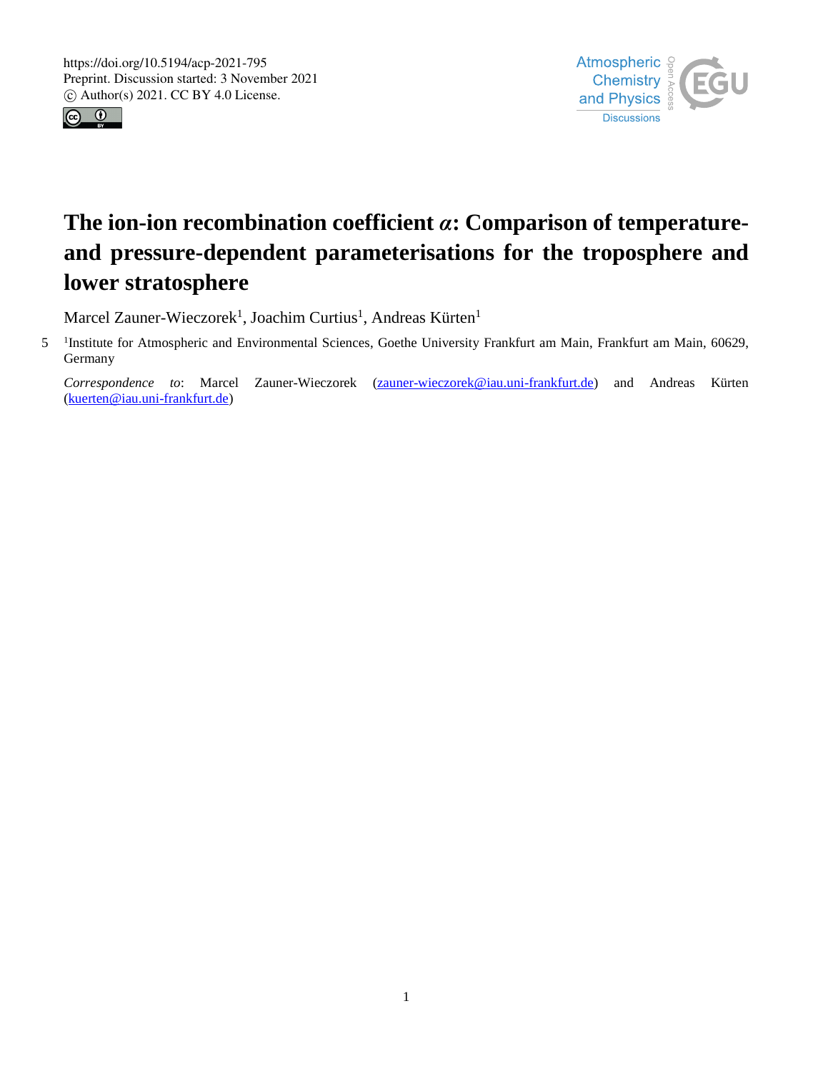# The ion-ion recombination coefficient $\alpha$: Comparison of temperature- and pressure-dependent parameterisations for the troposphere and lower stratosphere

Marcel Zauner-Wieczorek[1], Joachim Curtius[1], Andreas Kürten[1]

[1]Institute for Atmospheric and Environmental Sciences, Goethe University Frankfurt am Main, Frankfurt am Main, 60629, Germany

*Correspondence to*: Marcel Zauner-Wieczorek (zauner-wieczorek@iau.uni-frankfurt.de) and Andreas Kürten (kuerten@iau.uni-frankfurt.de)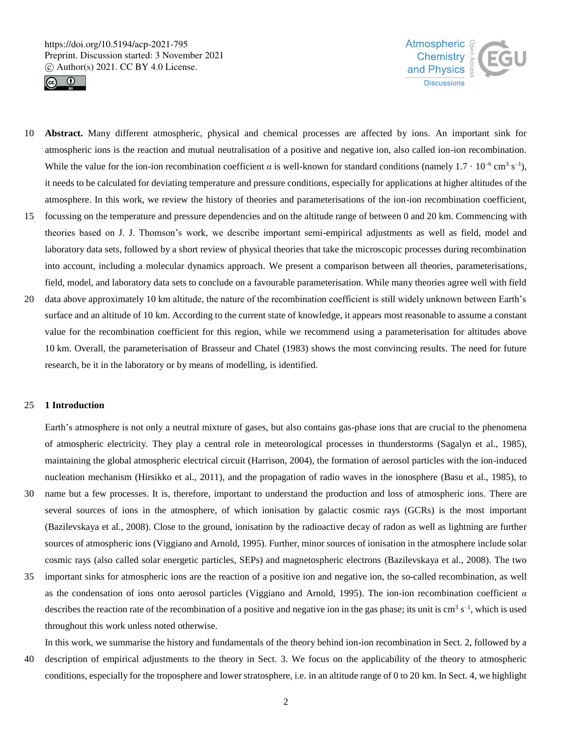**Abstract.** Many different atmospheric, physical and chemical processes are affected by ions. An important sink for atmospheric ions is the reaction and mutual neutralisation of a positive and negative ion, also called ion-ion recombination. While the value for the ion-ion recombination coefficient $\alpha$ is well-known for standard conditions (namely $1.7 \cdot 10^{-6}$ cm$^3$ s$^{-1}$), it needs to be calculated for deviating temperature and pressure conditions, especially for applications at higher altitudes of the atmosphere. In this work, we review the history of theories and parameterisations of the ion-ion recombination coefficient, focussing on the temperature and pressure dependencies and on the altitude range of between 0 and 20 km. Commencing with theories based on J. J. Thomson's work, we describe important semi-empirical adjustments as well as field, model and laboratory data sets, followed by a short review of physical theories that take the microscopic processes during recombination into account, including a molecular dynamics approach. We present a comparison between all theories, parameterisations, field, model, and laboratory data sets to conclude on a favourable parameterisation. While many theories agree well with field data above approximately 10 km altitude, the nature of the recombination coefficient is still widely unknown between Earth's surface and an altitude of 10 km. According to the current state of knowledge, it appears most reasonable to assume a constant value for the recombination coefficient for this region, while we recommend using a parameterisation for altitudes above 10 km. Overall, the parameterisation of Brasseur and Chatel (1983) shows the most convincing results. The need for future research, be it in the laboratory or by means of modelling, is identified.

## 1 Introduction

Earth's atmosphere is not only a neutral mixture of gases, but also contains gas-phase ions that are crucial to the phenomena of atmospheric electricity. They play a central role in meteorological processes in thunderstorms (Sagalyn et al., 1985), maintaining the global atmospheric electrical circuit (Harrison, 2004), the formation of aerosol particles with the ion-induced nucleation mechanism (Hirsikko et al., 2011), and the propagation of radio waves in the ionosphere (Basu et al., 1985), to name but a few processes. It is, therefore, important to understand the production and loss of atmospheric ions. There are several sources of ions in the atmosphere, of which ionisation by galactic cosmic rays (GCRs) is the most important (Bazilevskaya et al., 2008). Close to the ground, ionisation by the radioactive decay of radon as well as lightning are further sources of atmospheric ions (Viggiano and Arnold, 1995). Further, minor sources of ionisation in the atmosphere include solar cosmic rays (also called solar energetic particles, SEPs) and magnetospheric electrons (Bazilevskaya et al., 2008). The two important sinks for atmospheric ions are the reaction of a positive ion and negative ion, the so-called recombination, as well as the condensation of ions onto aerosol particles (Viggiano and Arnold, 1995). The ion-ion recombination coefficient $\alpha$ describes the reaction rate of the recombination of a positive and negative ion in the gas phase; its unit is cm$^3$ s$^{-1}$, which is used throughout this work unless noted otherwise.

In this work, we summarise the history and fundamentals of the theory behind ion-ion recombination in Sect. 2, followed by a description of empirical adjustments to the theory in Sect. 3. We focus on the applicability of the theory to atmospheric conditions, especially for the troposphere and lower stratosphere, i.e. in an altitude range of 0 to 20 km. In Sect. 4, we highlight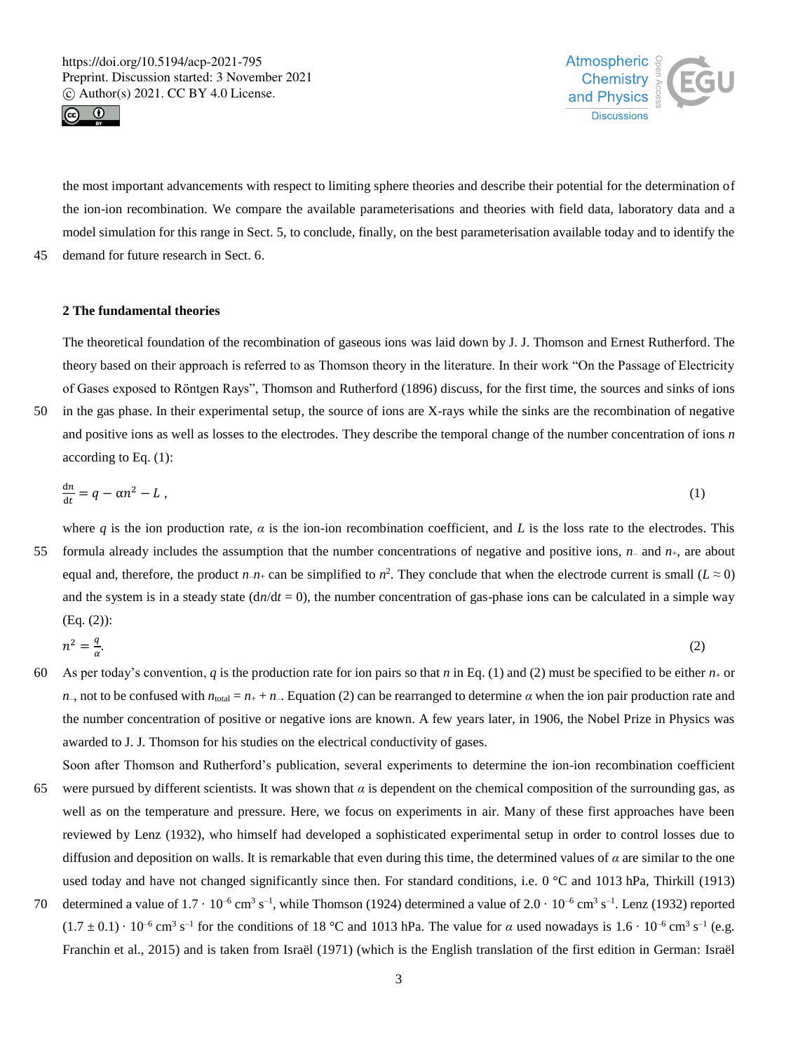the most important advancements with respect to limiting sphere theories and describe their potential for the determination of the ion-ion recombination. We compare the available parameterisations and theories with field data, laboratory data and a model simulation for this range in Sect. 5, to conclude, finally, on the best parameterisation available today and to identify the demand for future research in Sect. 6.

## 2 The fundamental theories

The theoretical foundation of the recombination of gaseous ions was laid down by J. J. Thomson and Ernest Rutherford. The theory based on their approach is referred to as Thomson theory in the literature. In their work "On the Passage of Electricity of Gases exposed to Röntgen Rays", Thomson and Rutherford (1896) discuss, for the first time, the sources and sinks of ions in the gas phase. In their experimental setup, the source of ions are X-rays while the sinks are the recombination of negative and positive ions as well as losses to the electrodes. They describe the temporal change of the number concentration of ions $n$ according to Eq. (1):

$$\frac{\mathrm{d}n}{\mathrm{d}t} = q - \alpha n^2 - L \,, \tag{1}$$

where $q$ is the ion production rate, $\alpha$ is the ion-ion recombination coefficient, and $L$ is the loss rate to the electrodes. This formula already includes the assumption that the number concentrations of negative and positive ions, $n_-$ and $n_+$, are about equal and, therefore, the product $n_- n_+$ can be simplified to $n^2$. They conclude that when the electrode current is small ($L \approx 0$) and the system is in a steady state ($\mathrm{d}n/\mathrm{d}t = 0$), the number concentration of gas-phase ions can be calculated in a simple way (Eq. (2)):

$$n^2 = \frac{q}{\alpha}. \tag{2}$$

As per today's convention, $q$ is the production rate for ion pairs so that $n$ in Eq. (1) and (2) must be specified to be either $n_+$ or $n_-$, not to be confused with $n_{\text{total}} = n_+ + n_-$. Equation (2) can be rearranged to determine $\alpha$ when the ion pair production rate and the number concentration of positive or negative ions are known. A few years later, in 1906, the Nobel Prize in Physics was awarded to J. J. Thomson for his studies on the electrical conductivity of gases.

Soon after Thomson and Rutherford's publication, several experiments to determine the ion-ion recombination coefficient were pursued by different scientists. It was shown that $\alpha$ is dependent on the chemical composition of the surrounding gas, as well as on the temperature and pressure. Here, we focus on experiments in air. Many of these first approaches have been reviewed by Lenz (1932), who himself had developed a sophisticated experimental setup in order to control losses due to diffusion and deposition on walls. It is remarkable that even during this time, the determined values of $\alpha$ are similar to the one used today and have not changed significantly since then. For standard conditions, i.e. 0 °C and 1013 hPa, Thirkill (1913) determined a value of $1.7 \cdot 10^{-6}$ cm$^3$ s$^{-1}$, while Thomson (1924) determined a value of $2.0 \cdot 10^{-6}$ cm$^3$ s$^{-1}$. Lenz (1932) reported $(1.7 \pm 0.1) \cdot 10^{-6}$ cm$^3$ s$^{-1}$ for the conditions of 18 °C and 1013 hPa. The value for $\alpha$ used nowadays is $1.6 \cdot 10^{-6}$ cm$^3$ s$^{-1}$ (e.g. Franchin et al., 2015) and is taken from Israël (1971) (which is the English translation of the first edition in German: Israël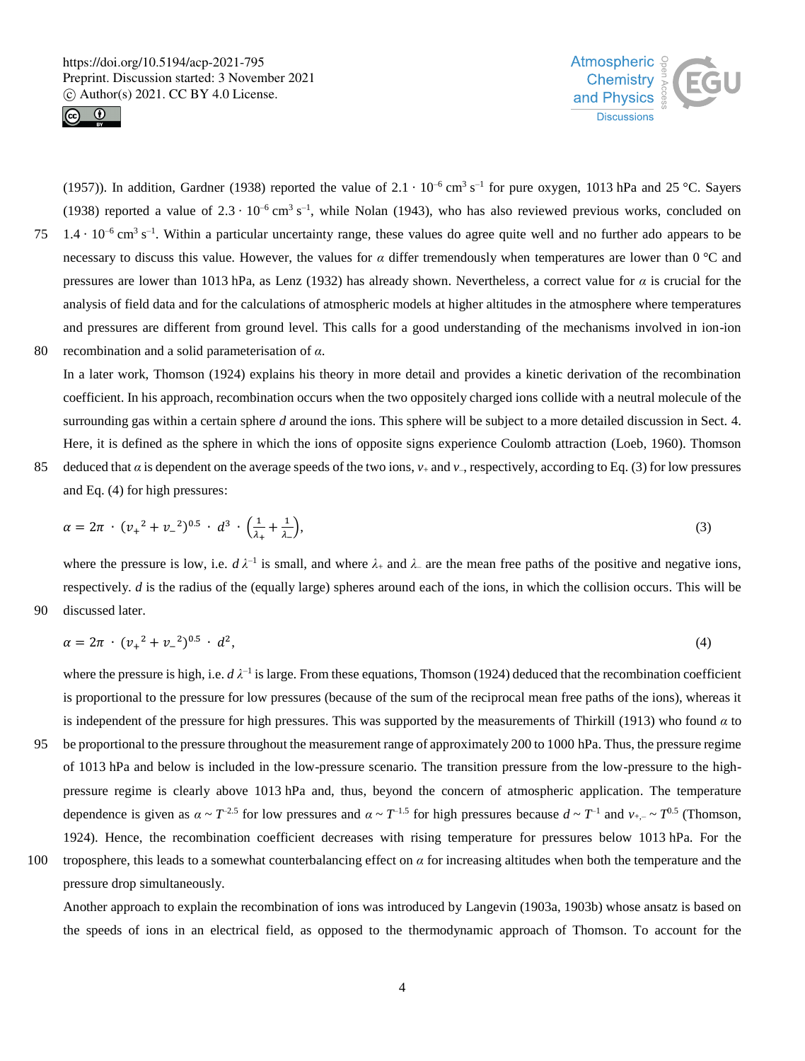(1957)). In addition, Gardner (1938) reported the value of $2.1 \cdot 10^{-6}$ cm$^3$ s$^{-1}$ for pure oxygen, 1013 hPa and 25 °C. Sayers (1938) reported a value of $2.3 \cdot 10^{-6}$ cm$^3$ s$^{-1}$, while Nolan (1943), who has also reviewed previous works, concluded on $1.4 \cdot 10^{-6}$ cm$^3$ s$^{-1}$. Within a particular uncertainty range, these values do agree quite well and no further ado appears to be necessary to discuss this value. However, the values for $\alpha$ differ tremendously when temperatures are lower than 0 °C and pressures are lower than 1013 hPa, as Lenz (1932) has already shown. Nevertheless, a correct value for $\alpha$ is crucial for the analysis of field data and for the calculations of atmospheric models at higher altitudes in the atmosphere where temperatures and pressures are different from ground level. This calls for a good understanding of the mechanisms involved in ion-ion recombination and a solid parameterisation of $\alpha$.

In a later work, Thomson (1924) explains his theory in more detail and provides a kinetic derivation of the recombination coefficient. In his approach, recombination occurs when the two oppositely charged ions collide with a neutral molecule of the surrounding gas within a certain sphere $d$ around the ions. This sphere will be subject to a more detailed discussion in Sect. 4. Here, it is defined as the sphere in which the ions of opposite signs experience Coulomb attraction (Loeb, 1960). Thomson deduced that $\alpha$ is dependent on the average speeds of the two ions, $v_+$ and $v_-$, respectively, according to Eq. (3) for low pressures and Eq. (4) for high pressures:

$$\alpha = 2\pi \cdot (v_+{}^2 + v_-{}^2)^{0.5} \cdot d^3 \cdot \left(\frac{1}{\lambda_+} + \frac{1}{\lambda_-}\right), \tag{3}$$

where the pressure is low, i.e. $d\,\lambda^{-1}$ is small, and where $\lambda_+$ and $\lambda_-$ are the mean free paths of the positive and negative ions, respectively. $d$ is the radius of the (equally large) spheres around each of the ions, in which the collision occurs. This will be discussed later.

$$\alpha = 2\pi \cdot (v_+{}^2 + v_-{}^2)^{0.5} \cdot d^2, \tag{4}$$

where the pressure is high, i.e. $d\,\lambda^{-1}$ is large. From these equations, Thomson (1924) deduced that the recombination coefficient is proportional to the pressure for low pressures (because of the sum of the reciprocal mean free paths of the ions), whereas it is independent of the pressure for high pressures. This was supported by the measurements of Thirkill (1913) who found $\alpha$ to be proportional to the pressure throughout the measurement range of approximately 200 to 1000 hPa. Thus, the pressure regime of 1013 hPa and below is included in the low-pressure scenario. The transition pressure from the low-pressure to the high-pressure regime is clearly above 1013 hPa and, thus, beyond the concern of atmospheric application. The temperature dependence is given as $\alpha \sim T^{-2.5}$ for low pressures and $\alpha \sim T^{-1.5}$ for high pressures because $d \sim T^{-1}$ and $v_{+,-} \sim T^{0.5}$ (Thomson, 1924). Hence, the recombination coefficient decreases with rising temperature for pressures below 1013 hPa. For the troposphere, this leads to a somewhat counterbalancing effect on $\alpha$ for increasing altitudes when both the temperature and the pressure drop simultaneously.

Another approach to explain the recombination of ions was introduced by Langevin (1903a, 1903b) whose ansatz is based on the speeds of ions in an electrical field, as opposed to the thermodynamic approach of Thomson. To account for the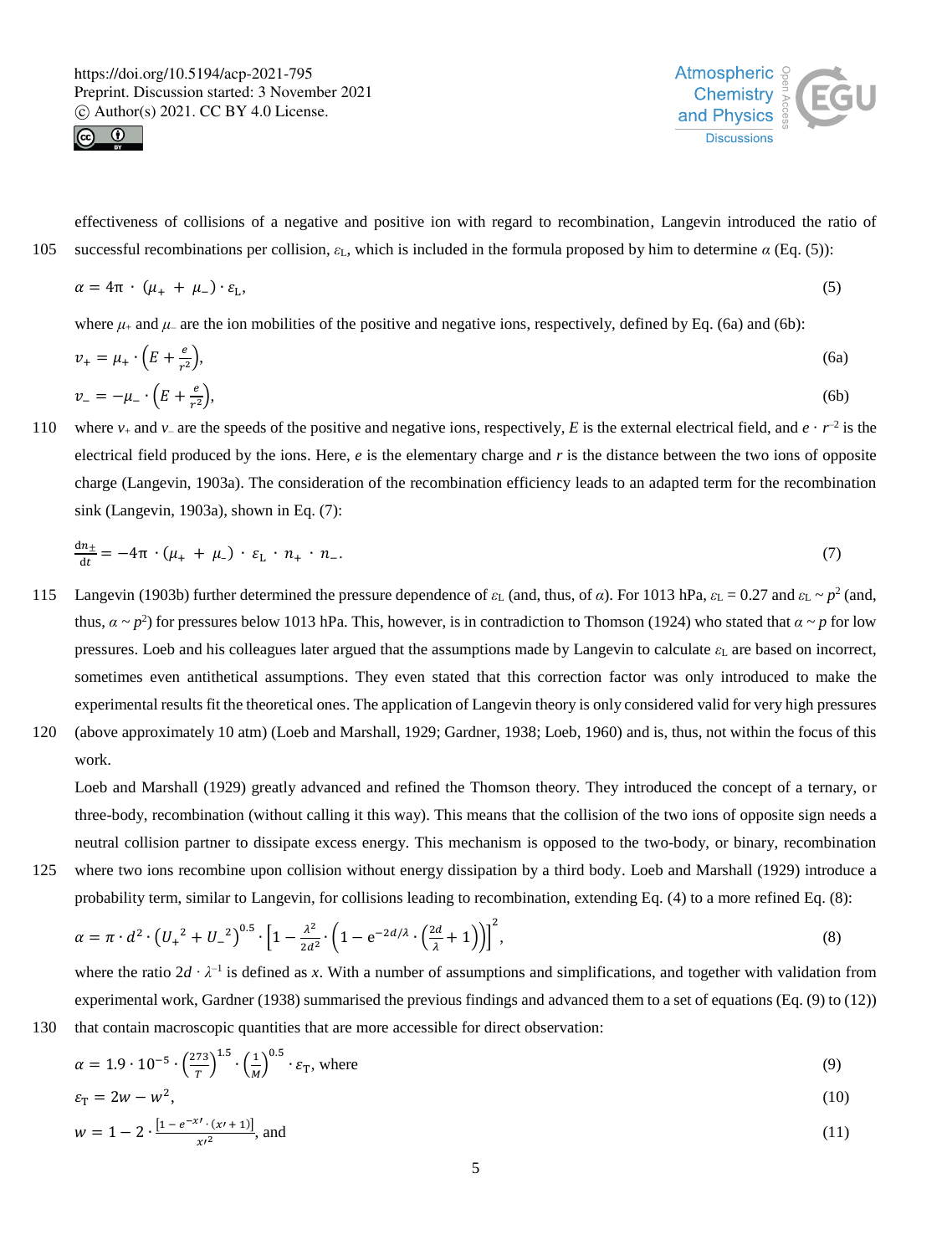effectiveness of collisions of a negative and positive ion with regard to recombination, Langevin introduced the ratio of successful recombinations per collision, $\varepsilon_L$, which is included in the formula proposed by him to determine $\alpha$ (Eq. (5)):

$$\alpha = 4\pi \cdot (\mu_+ + \mu_-) \cdot \varepsilon_L, \tag{5}$$

where $\mu_+$ and $\mu_-$ are the ion mobilities of the positive and negative ions, respectively, defined by Eq. (6a) and (6b):

$$v_+ = \mu_+ \cdot \left(E + \frac{e}{r^2}\right), \tag{6a}$$

$$v_- = -\mu_- \cdot \left(E + \frac{e}{r^2}\right), \tag{6b}$$

where $v_+$ and $v_-$ are the speeds of the positive and negative ions, respectively, $E$ is the external electrical field, and $e \cdot r^{-2}$ is the electrical field produced by the ions. Here, $e$ is the elementary charge and $r$ is the distance between the two ions of opposite charge (Langevin, 1903a). The consideration of the recombination efficiency leads to an adapted term for the recombination sink (Langevin, 1903a), shown in Eq. (7):

$$\frac{\mathrm{d}n_\pm}{\mathrm{d}t} = -4\pi \cdot (\mu_+ + \mu_-) \cdot \varepsilon_L \cdot n_+ \cdot n_-. \tag{7}$$

Langevin (1903b) further determined the pressure dependence of $\varepsilon_L$ (and, thus, of $\alpha$). For 1013 hPa, $\varepsilon_L = 0.27$ and $\varepsilon_L \sim p^2$ (and, thus, $\alpha \sim p^2$) for pressures below 1013 hPa. This, however, is in contradiction to Thomson (1924) who stated that $\alpha \sim p$ for low pressures. Loeb and his colleagues later argued that the assumptions made by Langevin to calculate $\varepsilon_L$ are based on incorrect, sometimes even antithetical assumptions. They even stated that this correction factor was only introduced to make the experimental results fit the theoretical ones. The application of Langevin theory is only considered valid for very high pressures (above approximately 10 atm) (Loeb and Marshall, 1929; Gardner, 1938; Loeb, 1960) and is, thus, not within the focus of this work.

Loeb and Marshall (1929) greatly advanced and refined the Thomson theory. They introduced the concept of a ternary, or three-body, recombination (without calling it this way). This means that the collision of the two ions of opposite sign needs a neutral collision partner to dissipate excess energy. This mechanism is opposed to the two-body, or binary, recombination where two ions recombine upon collision without energy dissipation by a third body. Loeb and Marshall (1929) introduce a probability term, similar to Langevin, for collisions leading to recombination, extending Eq. (4) to a more refined Eq. (8):

$$\alpha = \pi \cdot d^2 \cdot \left({U_+}^2 + {U_-}^2\right)^{0.5} \cdot \left[1 - \frac{\lambda^2}{2d^2} \cdot \left(1 - \mathrm{e}^{-2d/\lambda} \cdot \left(\frac{2d}{\lambda} + 1\right)\right)\right]^2, \tag{8}$$

where the ratio $2d \cdot \lambda^{-1}$ is defined as $x$. With a number of assumptions and simplifications, and together with validation from experimental work, Gardner (1938) summarised the previous findings and advanced them to a set of equations (Eq. (9) to (12)) that contain macroscopic quantities that are more accessible for direct observation:

$$\alpha = 1.9 \cdot 10^{-5} \cdot \left(\frac{273}{T}\right)^{1.5} \cdot \left(\frac{1}{M}\right)^{0.5} \cdot \varepsilon_T, \text{ where} \tag{9}$$

$$\varepsilon_T = 2w - w^2, \tag{10}$$

$$w = 1 - 2 \cdot \frac{\left[1 - e^{-x\prime} \cdot (x\prime + 1)\right]}{x\prime^2}, \text{ and} \tag{11}$$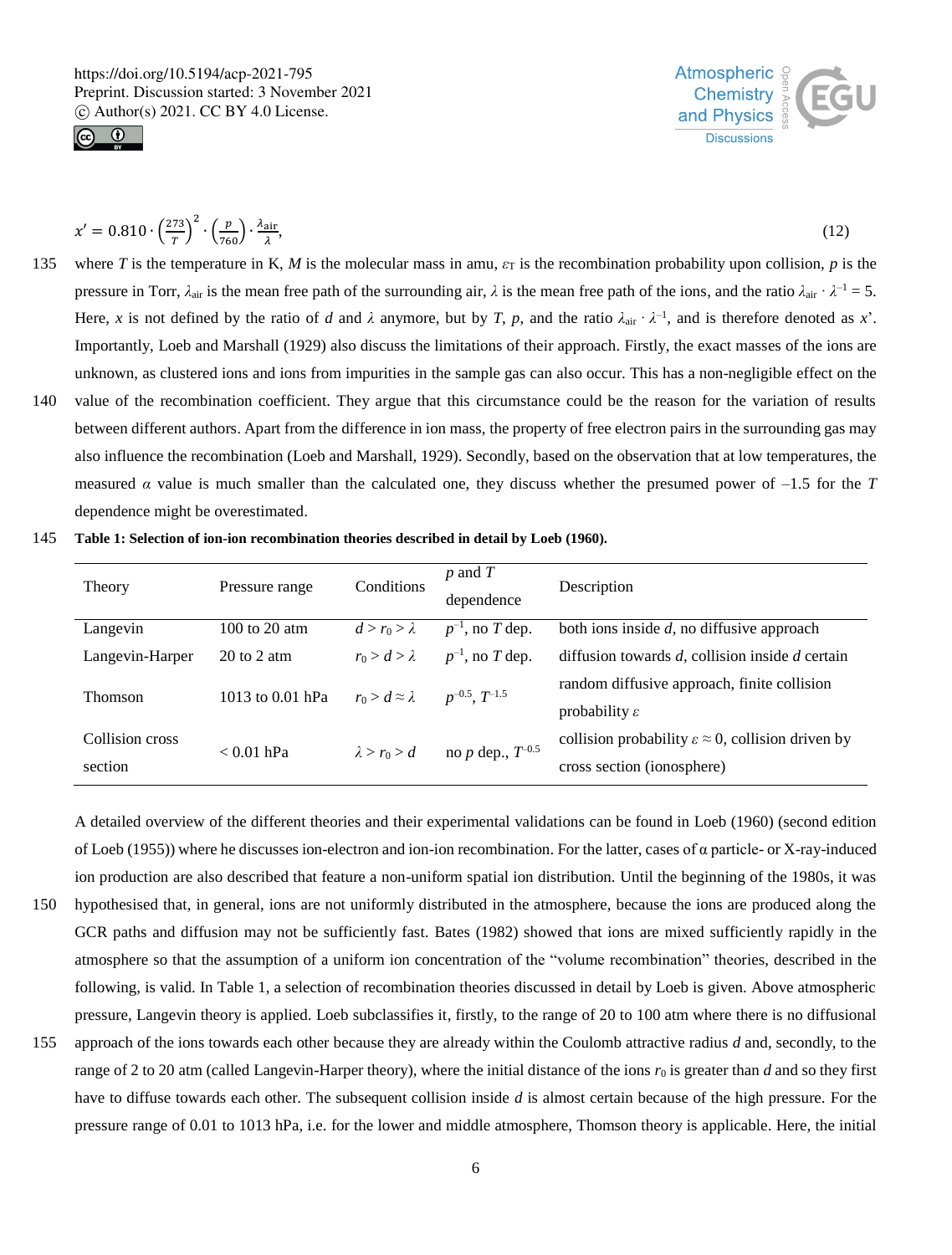$$x' = 0.810 \cdot \left(\frac{273}{T}\right)^2 \cdot \left(\frac{p}{760}\right) \cdot \frac{\lambda_{\text{air}}}{\lambda}, \tag{12}$$

where $T$ is the temperature in K, $M$ is the molecular mass in amu, $\varepsilon_T$ is the recombination probability upon collision, $p$ is the pressure in Torr, $\lambda_{\text{air}}$ is the mean free path of the surrounding air, $\lambda$ is the mean free path of the ions, and the ratio $\lambda_{\text{air}} \cdot \lambda^{-1} = 5$. Here, $x$ is not defined by the ratio of $d$ and $\lambda$ anymore, but by $T$, $p$, and the ratio $\lambda_{\text{air}} \cdot \lambda^{-1}$, and is therefore denoted as $x'$. Importantly, Loeb and Marshall (1929) also discuss the limitations of their approach. Firstly, the exact masses of the ions are unknown, as clustered ions and ions from impurities in the sample gas can also occur. This has a non-negligible effect on the value of the recombination coefficient. They argue that this circumstance could be the reason for the variation of results between different authors. Apart from the difference in ion mass, the property of free electron pairs in the surrounding gas may also influence the recombination (Loeb and Marshall, 1929). Secondly, based on the observation that at low temperatures, the measured $\alpha$ value is much smaller than the calculated one, they discuss whether the presumed power of –1.5 for the $T$ dependence might be overestimated.

**Table 1: Selection of ion-ion recombination theories described in detail by Loeb (1960).**

| Theory | Pressure range | Conditions | $p$ and $T$ dependence | Description |
|---|---|---|---|---|
| Langevin | 100 to 20 atm | $d > r_0 > \lambda$ | $p^{-1}$, no $T$ dep. | both ions inside $d$, no diffusive approach |
| Langevin-Harper | 20 to 2 atm | $r_0 > d > \lambda$ | $p^{-1}$, no $T$ dep. | diffusion towards $d$, collision inside $d$ certain |
| Thomson | 1013 to 0.01 hPa | $r_0 > d \approx \lambda$ | $p^{-0.5}$, $T^{-1.5}$ | random diffusive approach, finite collision probability $\varepsilon$ |
| Collision cross section | < 0.01 hPa | $\lambda > r_0 > d$ | no $p$ dep., $T^{-0.5}$ | collision probability $\varepsilon \approx 0$, collision driven by cross section (ionosphere) |

A detailed overview of the different theories and their experimental validations can be found in Loeb (1960) (second edition of Loeb (1955)) where he discusses ion-electron and ion-ion recombination. For the latter, cases of α particle- or X-ray-induced ion production are also described that feature a non-uniform spatial ion distribution. Until the beginning of the 1980s, it was hypothesised that, in general, ions are not uniformly distributed in the atmosphere, because the ions are produced along the GCR paths and diffusion may not be sufficiently fast. Bates (1982) showed that ions are mixed sufficiently rapidly in the atmosphere so that the assumption of a uniform ion concentration of the "volume recombination" theories, described in the following, is valid. In Table 1, a selection of recombination theories discussed in detail by Loeb is given. Above atmospheric pressure, Langevin theory is applied. Loeb subclassifies it, firstly, to the range of 20 to 100 atm where there is no diffusional approach of the ions towards each other because they are already within the Coulomb attractive radius $d$ and, secondly, to the range of 2 to 20 atm (called Langevin-Harper theory), where the initial distance of the ions $r_0$ is greater than $d$ and so they first have to diffuse towards each other. The subsequent collision inside $d$ is almost certain because of the high pressure. For the pressure range of 0.01 to 1013 hPa, i.e. for the lower and middle atmosphere, Thomson theory is applicable. Here, the initial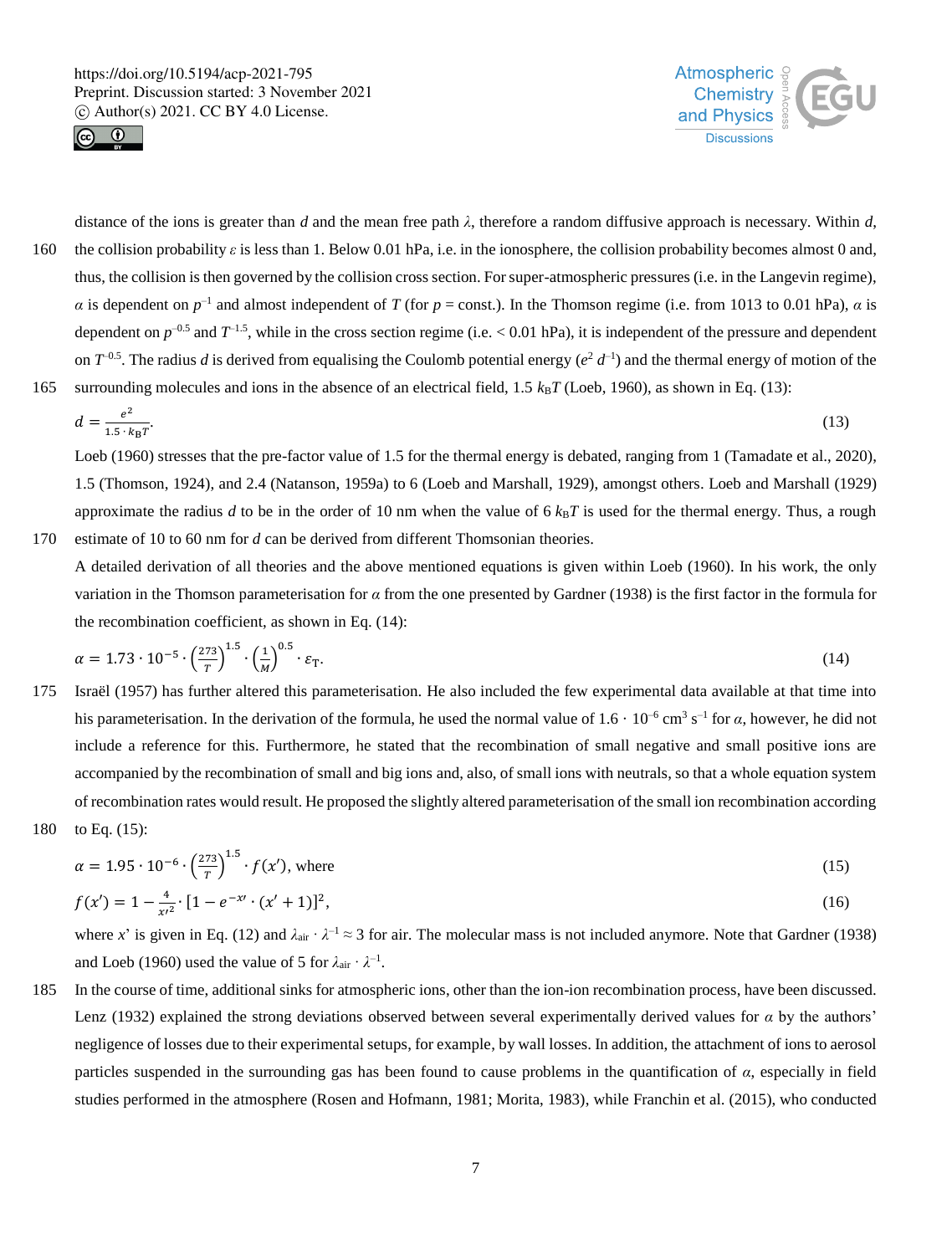distance of the ions is greater than $d$ and the mean free path $\lambda$, therefore a random diffusive approach is necessary. Within $d$, the collision probability $\varepsilon$ is less than 1. Below 0.01 hPa, i.e. in the ionosphere, the collision probability becomes almost 0 and, thus, the collision is then governed by the collision cross section. For super-atmospheric pressures (i.e. in the Langevin regime), $\alpha$ is dependent on $p^{-1}$ and almost independent of $T$ (for $p$ = const.). In the Thomson regime (i.e. from 1013 to 0.01 hPa), $\alpha$ is dependent on $p^{-0.5}$ and $T^{-1.5}$, while in the cross section regime (i.e. < 0.01 hPa), it is independent of the pressure and dependent on $T^{-0.5}$. The radius $d$ is derived from equalising the Coulomb potential energy ($e^2\ d^{-1}$) and the thermal energy of motion of the surrounding molecules and ions in the absence of an electrical field, 1.5 $k_BT$ (Loeb, 1960), as shown in Eq. (13):

$$d = \frac{e^2}{1.5 \cdot k_B T}. \tag{13}$$

Loeb (1960) stresses that the pre-factor value of 1.5 for the thermal energy is debated, ranging from 1 (Tamadate et al., 2020), 1.5 (Thomson, 1924), and 2.4 (Natanson, 1959a) to 6 (Loeb and Marshall, 1929), amongst others. Loeb and Marshall (1929) approximate the radius $d$ to be in the order of 10 nm when the value of 6 $k_BT$ is used for the thermal energy. Thus, a rough estimate of 10 to 60 nm for $d$ can be derived from different Thomsonian theories.

A detailed derivation of all theories and the above mentioned equations is given within Loeb (1960). In his work, the only variation in the Thomson parameterisation for $\alpha$ from the one presented by Gardner (1938) is the first factor in the formula for the recombination coefficient, as shown in Eq. (14):

$$\alpha = 1.73 \cdot 10^{-5} \cdot \left(\frac{273}{T}\right)^{1.5} \cdot \left(\frac{1}{M}\right)^{0.5} \cdot \varepsilon_T. \tag{14}$$

Israël (1957) has further altered this parameterisation. He also included the few experimental data available at that time into his parameterisation. In the derivation of the formula, he used the normal value of $1.6 \cdot 10^{-6}$ cm$^3$ s$^{-1}$ for $\alpha$, however, he did not include a reference for this. Furthermore, he stated that the recombination of small negative and small positive ions are accompanied by the recombination of small and big ions and, also, of small ions with neutrals, so that a whole equation system of recombination rates would result. He proposed the slightly altered parameterisation of the small ion recombination according to Eq. (15):

$$\alpha = 1.95 \cdot 10^{-6} \cdot \left(\frac{273}{T}\right)^{1.5} \cdot f(x'), \text{ where} \tag{15}$$

$$f(x') = 1 - \frac{4}{x'^2} \cdot \left[1 - e^{-x'} \cdot (x' + 1)\right]^2, \tag{16}$$

where $x'$ is given in Eq. (12) and $\lambda_{air} \cdot \lambda^{-1} \approx 3$ for air. The molecular mass is not included anymore. Note that Gardner (1938) and Loeb (1960) used the value of 5 for $\lambda_{air} \cdot \lambda^{-1}$.

In the course of time, additional sinks for atmospheric ions, other than the ion-ion recombination process, have been discussed. Lenz (1932) explained the strong deviations observed between several experimentally derived values for $\alpha$ by the authors' negligence of losses due to their experimental setups, for example, by wall losses. In addition, the attachment of ions to aerosol particles suspended in the surrounding gas has been found to cause problems in the quantification of $\alpha$, especially in field studies performed in the atmosphere (Rosen and Hofmann, 1981; Morita, 1983), while Franchin et al. (2015), who conducted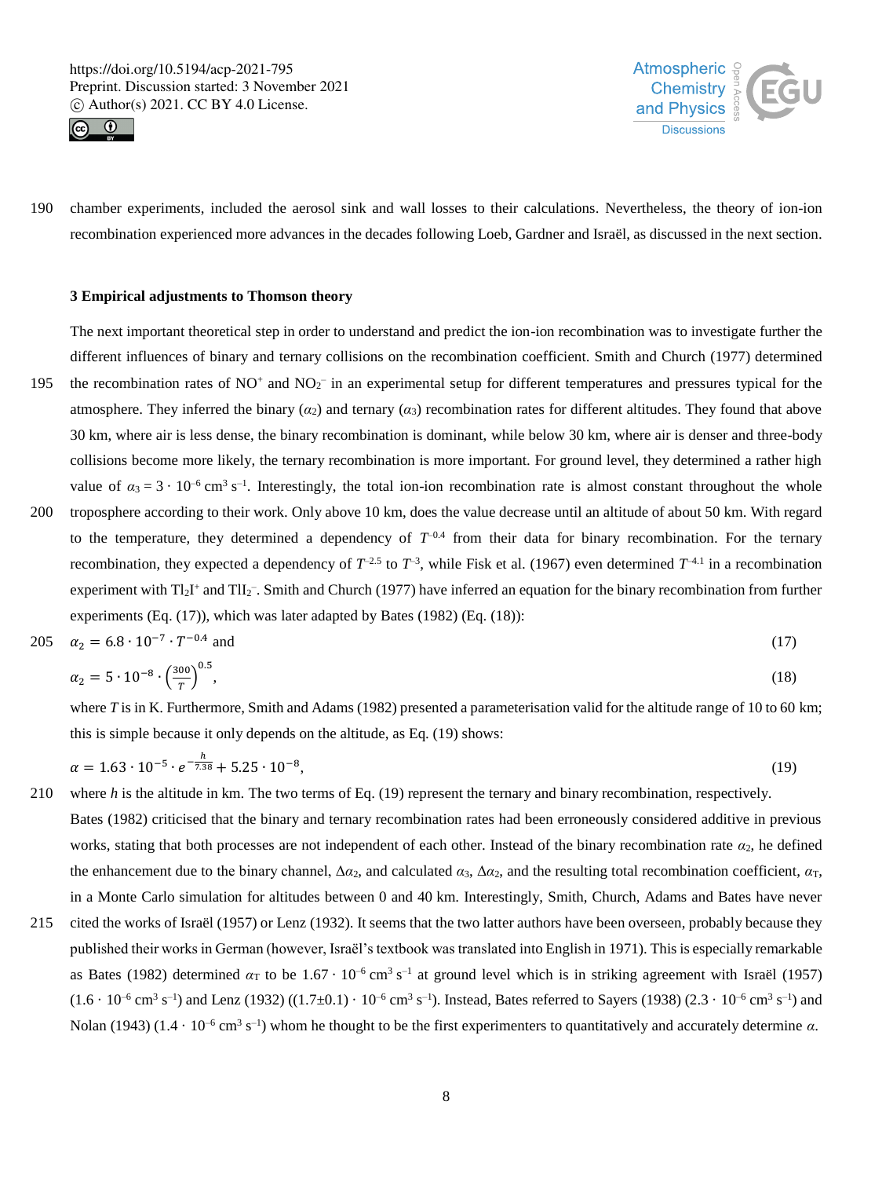chamber experiments, included the aerosol sink and wall losses to their calculations. Nevertheless, the theory of ion-ion recombination experienced more advances in the decades following Loeb, Gardner and Israël, as discussed in the next section.

### 3 Empirical adjustments to Thomson theory

The next important theoretical step in order to understand and predict the ion-ion recombination was to investigate further the different influences of binary and ternary collisions on the recombination coefficient. Smith and Church (1977) determined the recombination rates of $NO^+$ and $NO_2^-$ in an experimental setup for different temperatures and pressures typical for the atmosphere. They inferred the binary ($\alpha_2$) and ternary ($\alpha_3$) recombination rates for different altitudes. They found that above 30 km, where air is less dense, the binary recombination is dominant, while below 30 km, where air is denser and three-body collisions become more likely, the ternary recombination is more important. For ground level, they determined a rather high value of $\alpha_3 = 3 \cdot 10^{-6}$ cm$^3$ s$^{-1}$. Interestingly, the total ion-ion recombination rate is almost constant throughout the whole troposphere according to their work. Only above 10 km, does the value decrease until an altitude of about 50 km. With regard to the temperature, they determined a dependency of $T^{-0.4}$ from their data for binary recombination. For the ternary recombination, they expected a dependency of $T^{-2.5}$ to $T^{-3}$, while Fisk et al. (1967) even determined $T^{-4.1}$ in a recombination experiment with $Tl_2I^+$ and $TlI_2^-$. Smith and Church (1977) have inferred an equation for the binary recombination from further experiments (Eq. (17)), which was later adapted by Bates (1982) (Eq. (18)):

$$\alpha_2 = 6.8 \cdot 10^{-7} \cdot T^{-0.4} \text{ and} \tag{17}$$

$$\alpha_2 = 5 \cdot 10^{-8} \cdot \left(\frac{300}{T}\right)^{0.5}, \tag{18}$$

where $T$ is in K. Furthermore, Smith and Adams (1982) presented a parameterisation valid for the altitude range of 10 to 60 km; this is simple because it only depends on the altitude, as Eq. (19) shows:

$$\alpha = 1.63 \cdot 10^{-5} \cdot e^{-\frac{h}{7.38}} + 5.25 \cdot 10^{-8}, \tag{19}$$

where $h$ is the altitude in km. The two terms of Eq. (19) represent the ternary and binary recombination, respectively.

Bates (1982) criticised that the binary and ternary recombination rates had been erroneously considered additive in previous works, stating that both processes are not independent of each other. Instead of the binary recombination rate $\alpha_2$, he defined the enhancement due to the binary channel, $\Delta\alpha_2$, and calculated $\alpha_3$, $\Delta\alpha_2$, and the resulting total recombination coefficient, $\alpha_T$, in a Monte Carlo simulation for altitudes between 0 and 40 km. Interestingly, Smith, Church, Adams and Bates have never cited the works of Israël (1957) or Lenz (1932). It seems that the two latter authors have been overseen, probably because they published their works in German (however, Israël's textbook was translated into English in 1971). This is especially remarkable as Bates (1982) determined $\alpha_T$ to be $1.67 \cdot 10^{-6}$ cm$^3$ s$^{-1}$ at ground level which is in striking agreement with Israël (1957) ($1.6 \cdot 10^{-6}$ cm$^3$ s$^{-1}$) and Lenz (1932) ($(1.7 \pm 0.1) \cdot 10^{-6}$ cm$^3$ s$^{-1}$). Instead, Bates referred to Sayers (1938) ($2.3 \cdot 10^{-6}$ cm$^3$ s$^{-1}$) and Nolan (1943) ($1.4 \cdot 10^{-6}$ cm$^3$ s$^{-1}$) whom he thought to be the first experimenters to quantitatively and accurately determine $\alpha$.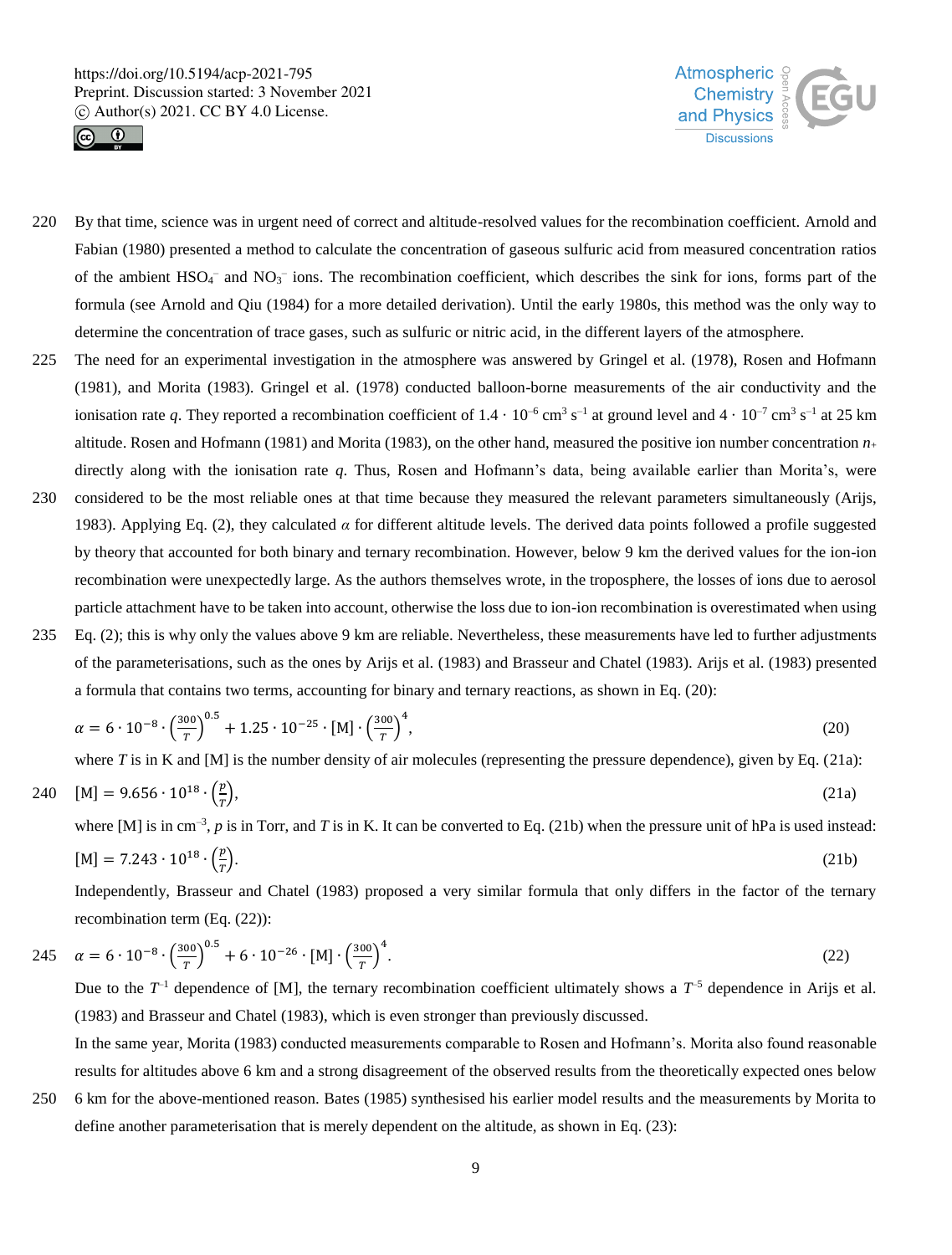By that time, science was in urgent need of correct and altitude-resolved values for the recombination coefficient. Arnold and Fabian (1980) presented a method to calculate the concentration of gaseous sulfuric acid from measured concentration ratios of the ambient $HSO_4^-$ and $NO_3^-$ ions. The recombination coefficient, which describes the sink for ions, forms part of the formula (see Arnold and Qiu (1984) for a more detailed derivation). Until the early 1980s, this method was the only way to determine the concentration of trace gases, such as sulfuric or nitric acid, in the different layers of the atmosphere.

The need for an experimental investigation in the atmosphere was answered by Gringel et al. (1978), Rosen and Hofmann (1981), and Morita (1983). Gringel et al. (1978) conducted balloon-borne measurements of the air conductivity and the ionisation rate $q$. They reported a recombination coefficient of $1.4 \cdot 10^{-6}$ cm$^3$ s$^{-1}$ at ground level and $4 \cdot 10^{-7}$ cm$^3$ s$^{-1}$ at 25 km altitude. Rosen and Hofmann (1981) and Morita (1983), on the other hand, measured the positive ion number concentration $n_+$ directly along with the ionisation rate $q$. Thus, Rosen and Hofmann's data, being available earlier than Morita's, were considered to be the most reliable ones at that time because they measured the relevant parameters simultaneously (Arijs, 1983). Applying Eq. (2), they calculated $\alpha$ for different altitude levels. The derived data points followed a profile suggested by theory that accounted for both binary and ternary recombination. However, below 9 km the derived values for the ion-ion recombination were unexpectedly large. As the authors themselves wrote, in the troposphere, the losses of ions due to aerosol particle attachment have to be taken into account, otherwise the loss due to ion-ion recombination is overestimated when using Eq. (2); this is why only the values above 9 km are reliable. Nevertheless, these measurements have led to further adjustments of the parameterisations, such as the ones by Arijs et al. (1983) and Brasseur and Chatel (1983). Arijs et al. (1983) presented a formula that contains two terms, accounting for binary and ternary reactions, as shown in Eq. (20):

$$\alpha = 6 \cdot 10^{-8} \cdot \left(\frac{300}{T}\right)^{0.5} + 1.25 \cdot 10^{-25} \cdot [\mathrm{M}] \cdot \left(\frac{300}{T}\right)^{4}, \tag{20}$$

where $T$ is in K and [M] is the number density of air molecules (representing the pressure dependence), given by Eq. (21a):

$$[\mathrm{M}] = 9.656 \cdot 10^{18} \cdot \left(\frac{p}{T}\right), \tag{21a}$$

where [M] is in cm$^{-3}$, $p$ is in Torr, and $T$ is in K. It can be converted to Eq. (21b) when the pressure unit of hPa is used instead:

$$[\mathrm{M}] = 7.243 \cdot 10^{18} \cdot \left(\frac{p}{T}\right). \tag{21b}$$

Independently, Brasseur and Chatel (1983) proposed a very similar formula that only differs in the factor of the ternary recombination term (Eq. (22)):

$$\alpha = 6 \cdot 10^{-8} \cdot \left(\frac{300}{T}\right)^{0.5} + 6 \cdot 10^{-26} \cdot [\mathrm{M}] \cdot \left(\frac{300}{T}\right)^{4}. \tag{22}$$

Due to the $T^{-1}$ dependence of [M], the ternary recombination coefficient ultimately shows a $T^{-5}$ dependence in Arijs et al. (1983) and Brasseur and Chatel (1983), which is even stronger than previously discussed.

In the same year, Morita (1983) conducted measurements comparable to Rosen and Hofmann's. Morita also found reasonable results for altitudes above 6 km and a strong disagreement of the observed results from the theoretically expected ones below 6 km for the above-mentioned reason. Bates (1985) synthesised his earlier model results and the measurements by Morita to define another parameterisation that is merely dependent on the altitude, as shown in Eq. (23):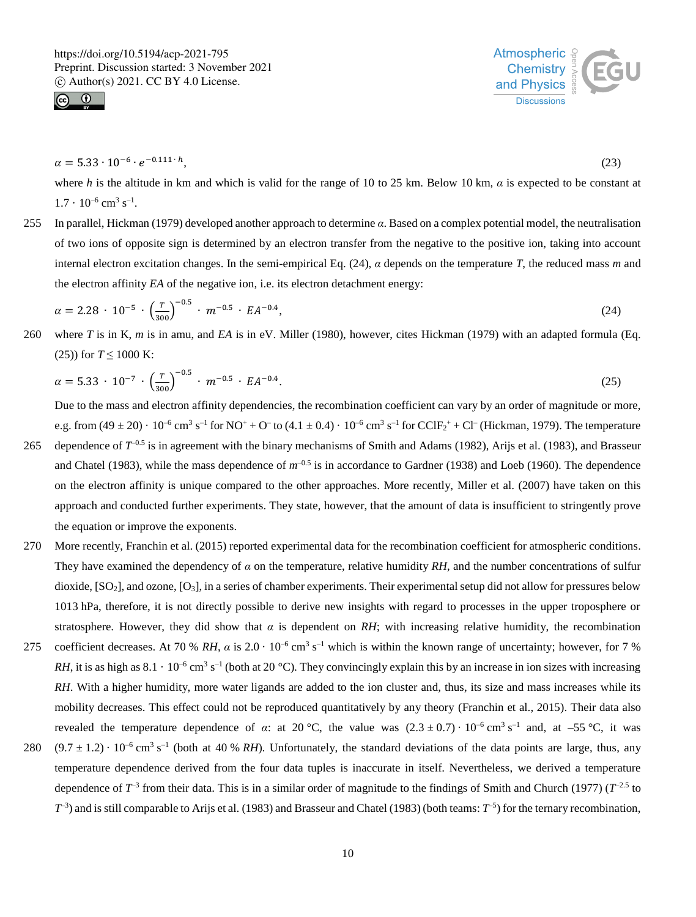$$\alpha = 5.33 \cdot 10^{-6} \cdot e^{-0.111 \cdot h}, \tag{23}$$

where $h$ is the altitude in km and which is valid for the range of 10 to 25 km. Below 10 km, $\alpha$ is expected to be constant at $1.7 \cdot 10^{-6}$ cm$^3$ s$^{-1}$.

In parallel, Hickman (1979) developed another approach to determine $\alpha$. Based on a complex potential model, the neutralisation of two ions of opposite sign is determined by an electron transfer from the negative to the positive ion, taking into account internal electron excitation changes. In the semi-empirical Eq. (24), $\alpha$ depends on the temperature $T$, the reduced mass $m$ and the electron affinity $EA$ of the negative ion, i.e. its electron detachment energy:

$$\alpha = 2.28 \cdot 10^{-5} \cdot \left(\frac{T}{300}\right)^{-0.5} \cdot m^{-0.5} \cdot EA^{-0.4}, \tag{24}$$

where $T$ is in K, $m$ is in amu, and $EA$ is in eV. Miller (1980), however, cites Hickman (1979) with an adapted formula (Eq. (25)) for $T \leq 1000$ K:

$$\alpha = 5.33 \cdot 10^{-7} \cdot \left(\frac{T}{300}\right)^{-0.5} \cdot m^{-0.5} \cdot EA^{-0.4}. \tag{25}$$

Due to the mass and electron affinity dependencies, the recombination coefficient can vary by an order of magnitude or more, e.g. from $(49 \pm 20) \cdot 10^{-6}$ cm$^3$ s$^{-1}$ for $NO^+ + O^-$ to $(4.1 \pm 0.4) \cdot 10^{-6}$ cm$^3$ s$^{-1}$ for $CClF_2^+ + Cl^-$ (Hickman, 1979). The temperature dependence of $T^{-0.5}$ is in agreement with the binary mechanisms of Smith and Adams (1982), Arijs et al. (1983), and Brasseur and Chatel (1983), while the mass dependence of $m^{-0.5}$ is in accordance to Gardner (1938) and Loeb (1960). The dependence on the electron affinity is unique compared to the other approaches. More recently, Miller et al. (2007) have taken on this approach and conducted further experiments. They state, however, that the amount of data is insufficient to stringently prove the equation or improve the exponents.

More recently, Franchin et al. (2015) reported experimental data for the recombination coefficient for atmospheric conditions. They have examined the dependency of $\alpha$ on the temperature, relative humidity $RH$, and the number concentrations of sulfur dioxide, $[SO_2]$, and ozone, $[O_3]$, in a series of chamber experiments. Their experimental setup did not allow for pressures below 1013 hPa, therefore, it is not directly possible to derive new insights with regard to processes in the upper troposphere or stratosphere. However, they did show that $\alpha$ is dependent on $RH$; with increasing relative humidity, the recombination coefficient decreases. At 70 % $RH$, $\alpha$ is $2.0 \cdot 10^{-6}$ cm$^3$ s$^{-1}$ which is within the known range of uncertainty; however, for 7 % $RH$, it is as high as $8.1 \cdot 10^{-6}$ cm$^3$ s$^{-1}$ (both at 20 °C). They convincingly explain this by an increase in ion sizes with increasing $RH$. With a higher humidity, more water ligands are added to the ion cluster and, thus, its size and mass increases while its mobility decreases. This effect could not be reproduced quantitatively by any theory (Franchin et al., 2015). Their data also revealed the temperature dependence of $\alpha$: at 20 °C, the value was $(2.3 \pm 0.7) \cdot 10^{-6}$ cm$^3$ s$^{-1}$ and, at –55 °C, it was $(9.7 \pm 1.2) \cdot 10^{-6}$ cm$^3$ s$^{-1}$ (both at 40 % $RH$). Unfortunately, the standard deviations of the data points are large, thus, any temperature dependence derived from the four data tuples is inaccurate in itself. Nevertheless, we derived a temperature dependence of $T^{-3}$ from their data. This is in a similar order of magnitude to the findings of Smith and Church (1977) ($T^{-2.5}$ to $T^{-3}$) and is still comparable to Arijs et al. (1983) and Brasseur and Chatel (1983) (both teams: $T^{-5}$) for the ternary recombination,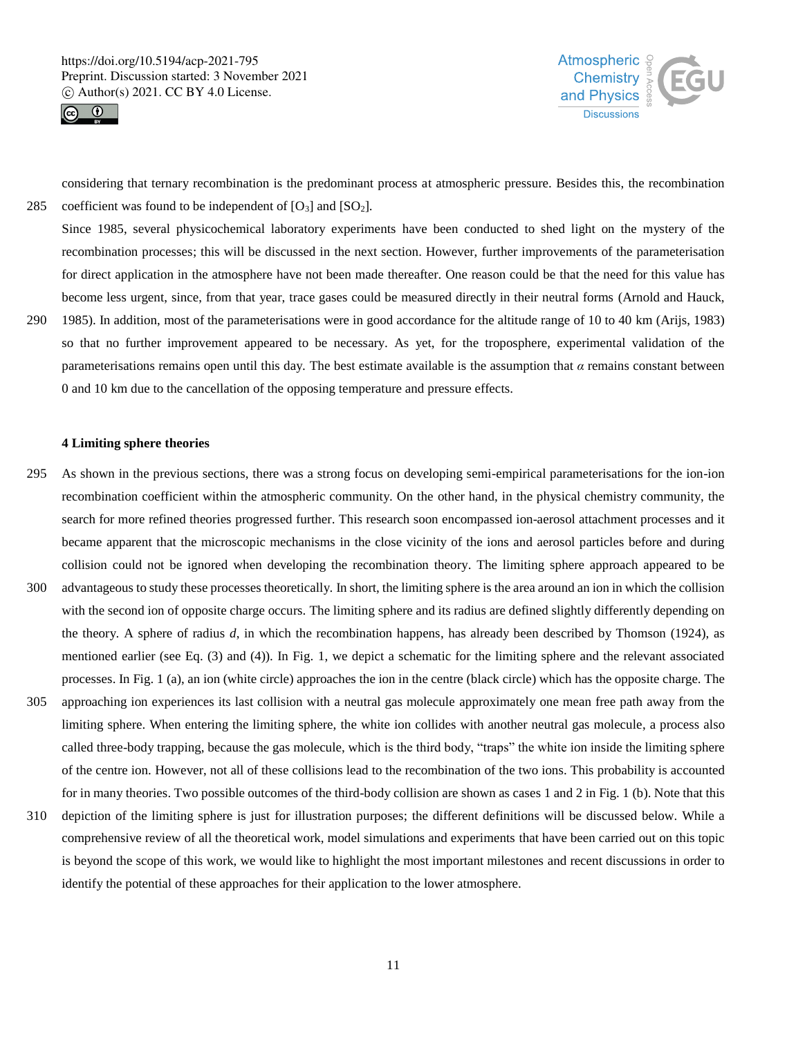considering that ternary recombination is the predominant process at atmospheric pressure. Besides this, the recombination coefficient was found to be independent of [$O_3$] and [$SO_2$].

Since 1985, several physicochemical laboratory experiments have been conducted to shed light on the mystery of the recombination processes; this will be discussed in the next section. However, further improvements of the parameterisation for direct application in the atmosphere have not been made thereafter. One reason could be that the need for this value has become less urgent, since, from that year, trace gases could be measured directly in their neutral forms (Arnold and Hauck, 1985). In addition, most of the parameterisations were in good accordance for the altitude range of 10 to 40 km (Arijs, 1983) so that no further improvement appeared to be necessary. As yet, for the troposphere, experimental validation of the parameterisations remains open until this day. The best estimate available is the assumption that $\alpha$ remains constant between 0 and 10 km due to the cancellation of the opposing temperature and pressure effects.

## 4 Limiting sphere theories

As shown in the previous sections, there was a strong focus on developing semi-empirical parameterisations for the ion-ion recombination coefficient within the atmospheric community. On the other hand, in the physical chemistry community, the search for more refined theories progressed further. This research soon encompassed ion-aerosol attachment processes and it became apparent that the microscopic mechanisms in the close vicinity of the ions and aerosol particles before and during collision could not be ignored when developing the recombination theory. The limiting sphere approach appeared to be advantageous to study these processes theoretically. In short, the limiting sphere is the area around an ion in which the collision with the second ion of opposite charge occurs. The limiting sphere and its radius are defined slightly differently depending on the theory. A sphere of radius $d$, in which the recombination happens, has already been described by Thomson (1924), as mentioned earlier (see Eq. (3) and (4)). In Fig. 1, we depict a schematic for the limiting sphere and the relevant associated processes. In Fig. 1 (a), an ion (white circle) approaches the ion in the centre (black circle) which has the opposite charge. The approaching ion experiences its last collision with a neutral gas molecule approximately one mean free path away from the limiting sphere. When entering the limiting sphere, the white ion collides with another neutral gas molecule, a process also called three-body trapping, because the gas molecule, which is the third body, "traps" the white ion inside the limiting sphere of the centre ion. However, not all of these collisions lead to the recombination of the two ions. This probability is accounted for in many theories. Two possible outcomes of the third-body collision are shown as cases 1 and 2 in Fig. 1 (b). Note that this depiction of the limiting sphere is just for illustration purposes; the different definitions will be discussed below. While a comprehensive review of all the theoretical work, model simulations and experiments that have been carried out on this topic is beyond the scope of this work, we would like to highlight the most important milestones and recent discussions in order to identify the potential of these approaches for their application to the lower atmosphere.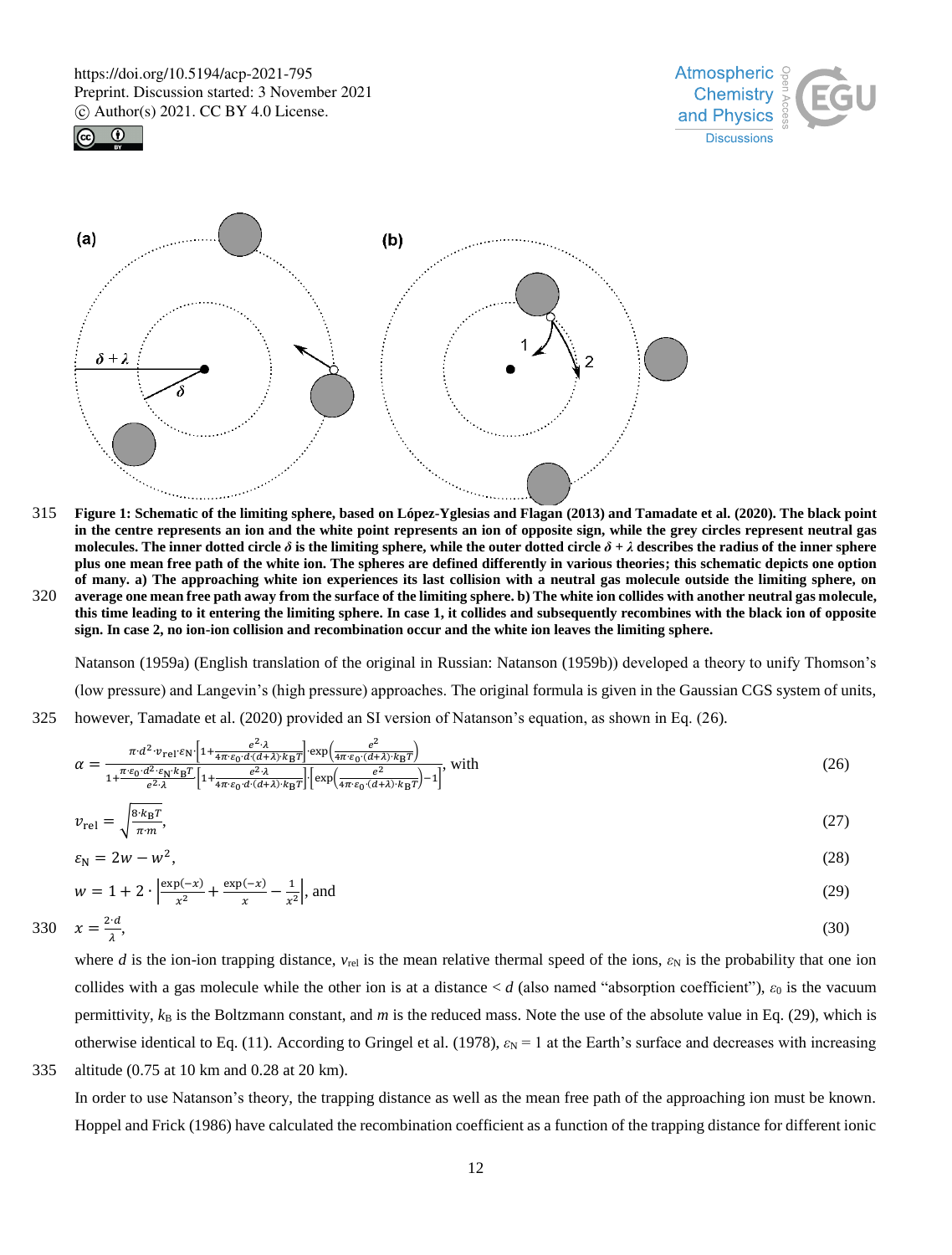**Figure 1: Schematic of the limiting sphere, based on López-Yglesias and Flagan (2013) and Tamadate et al. (2020). The black point in the centre represents an ion and the white point represents an ion of opposite sign, while the grey circles represent neutral gas molecules. The inner dotted circle $\delta$ is the limiting sphere, while the outer dotted circle $\delta + \lambda$ describes the radius of the inner sphere plus one mean free path of the white ion. The spheres are defined differently in various theories; this schematic depicts one option of many. a) The approaching white ion experiences its last collision with a neutral gas molecule outside the limiting sphere, on average one mean free path away from the surface of the limiting sphere. b) The white ion collides with another neutral gas molecule, this time leading to it entering the limiting sphere. In case 1, it collides and subsequently recombines with the black ion of opposite sign. In case 2, no ion-ion collision and recombination occur and the white ion leaves the limiting sphere.**

Natanson (1959a) (English translation of the original in Russian: Natanson (1959b)) developed a theory to unify Thomson's (low pressure) and Langevin's (high pressure) approaches. The original formula is given in the Gaussian CGS system of units, however, Tamadate et al. (2020) provided an SI version of Natanson's equation, as shown in Eq. (26).

$$\alpha = \frac{\pi \cdot d^2 \cdot v_{\mathrm{rel}} \cdot \varepsilon_{\mathrm{N}} \cdot \left[1 + \frac{e^2 \cdot \lambda}{4\pi \cdot \varepsilon_0 \cdot d \cdot (d+\lambda) \cdot k_{\mathrm{B}} T}\right] \cdot \exp\left(\frac{e^2}{4\pi \cdot \varepsilon_0 \cdot (d+\lambda) \cdot k_{\mathrm{B}} T}\right)}{1 + \frac{\pi \cdot \varepsilon_0 \cdot d^2 \cdot \varepsilon_{\mathrm{N}} \cdot k_{\mathrm{B}} T}{e^2 \cdot \lambda} \left[1 + \frac{e^2 \cdot \lambda}{4\pi \cdot \varepsilon_0 \cdot d \cdot (d+\lambda) \cdot k_{\mathrm{B}} T}\right] \cdot \left[\exp\left(\frac{e^2}{4\pi \cdot \varepsilon_0 \cdot (d+\lambda) \cdot k_{\mathrm{B}} T}\right) - 1\right]}, \text{ with} \tag{26}$$

$$v_{\mathrm{rel}} = \sqrt{\frac{8 \cdot k_{\mathrm{B}} T}{\pi \cdot m}}, \tag{27}$$

$$\varepsilon_{\mathrm{N}} = 2w - w^2, \tag{28}$$

$$w = 1 + 2 \cdot \left| \frac{\exp(-x)}{x^2} + \frac{\exp(-x)}{x} - \frac{1}{x^2} \right|, \text{ and} \tag{29}$$

$$x = \frac{2 \cdot d}{\lambda}, \tag{30}$$

where $d$ is the ion-ion trapping distance, $v_{\mathrm{rel}}$ is the mean relative thermal speed of the ions, $\varepsilon_{\mathrm{N}}$ is the probability that one ion collides with a gas molecule while the other ion is at a distance $< d$ (also named "absorption coefficient"), $\varepsilon_0$ is the vacuum permittivity, $k_{\mathrm{B}}$ is the Boltzmann constant, and $m$ is the reduced mass. Note the use of the absolute value in Eq. (29), which is otherwise identical to Eq. (11). According to Gringel et al. (1978), $\varepsilon_{\mathrm{N}} = 1$ at the Earth's surface and decreases with increasing altitude (0.75 at 10 km and 0.28 at 20 km).

In order to use Natanson's theory, the trapping distance as well as the mean free path of the approaching ion must be known. Hoppel and Frick (1986) have calculated the recombination coefficient as a function of the trapping distance for different ionic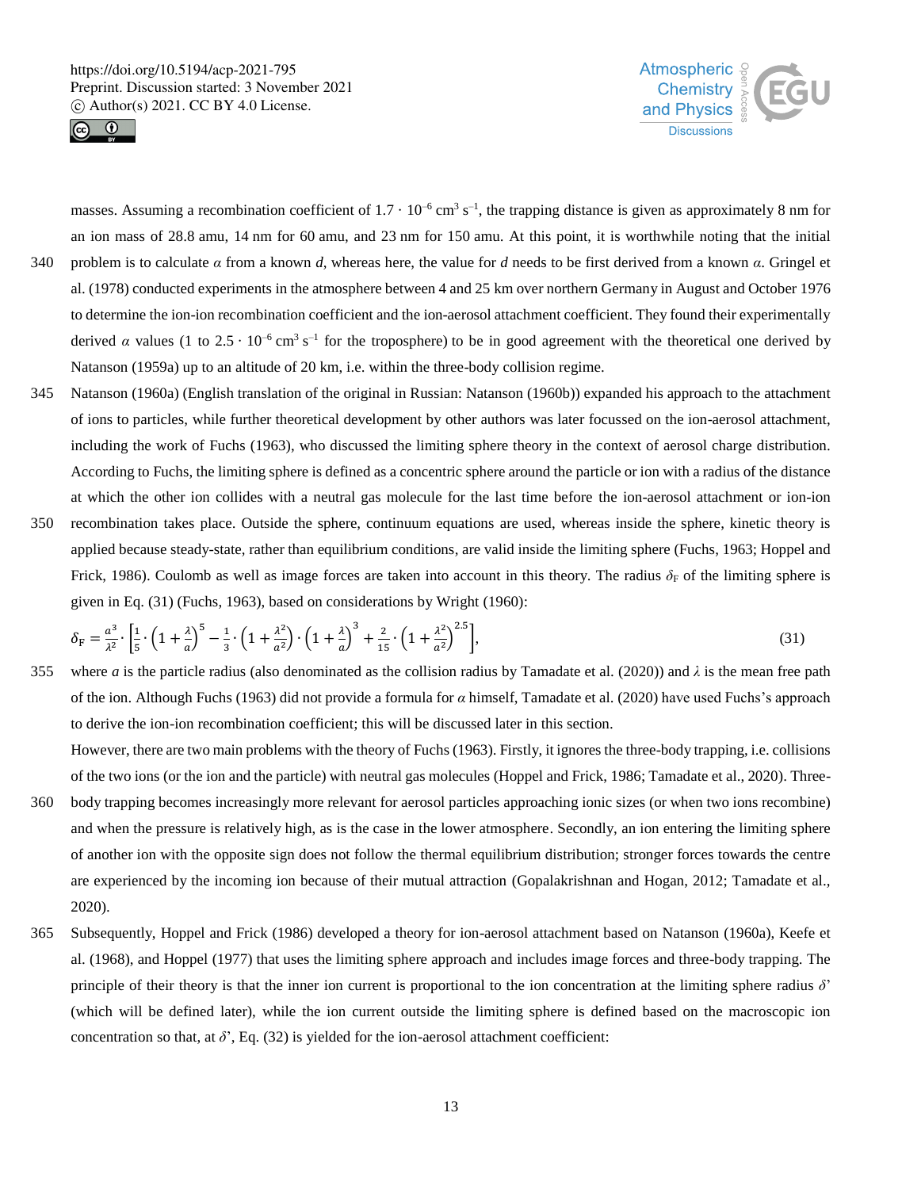masses. Assuming a recombination coefficient of $1.7 \cdot 10^{-6}$ cm$^3$ s$^{-1}$, the trapping distance is given as approximately 8 nm for an ion mass of 28.8 amu, 14 nm for 60 amu, and 23 nm for 150 amu. At this point, it is worthwhile noting that the initial problem is to calculate $\alpha$ from a known $d$, whereas here, the value for $d$ needs to be first derived from a known $\alpha$. Gringel et al. (1978) conducted experiments in the atmosphere between 4 and 25 km over northern Germany in August and October 1976 to determine the ion-ion recombination coefficient and the ion-aerosol attachment coefficient. They found their experimentally derived $\alpha$ values (1 to $2.5 \cdot 10^{-6}$ cm$^3$ s$^{-1}$ for the troposphere) to be in good agreement with the theoretical one derived by Natanson (1959a) up to an altitude of 20 km, i.e. within the three-body collision regime.

Natanson (1960a) (English translation of the original in Russian: Natanson (1960b)) expanded his approach to the attachment of ions to particles, while further theoretical development by other authors was later focussed on the ion-aerosol attachment, including the work of Fuchs (1963), who discussed the limiting sphere theory in the context of aerosol charge distribution. According to Fuchs, the limiting sphere is defined as a concentric sphere around the particle or ion with a radius of the distance at which the other ion collides with a neutral gas molecule for the last time before the ion-aerosol attachment or ion-ion recombination takes place. Outside the sphere, continuum equations are used, whereas inside the sphere, kinetic theory is applied because steady-state, rather than equilibrium conditions, are valid inside the limiting sphere (Fuchs, 1963; Hoppel and Frick, 1986). Coulomb as well as image forces are taken into account in this theory. The radius $\delta_F$ of the limiting sphere is given in Eq. (31) (Fuchs, 1963), based on considerations by Wright (1960):

$$\delta_F = \frac{a^3}{\lambda^2} \cdot \left[ \frac{1}{5} \cdot \left(1 + \frac{\lambda}{a}\right)^5 - \frac{1}{3} \cdot \left(1 + \frac{\lambda^2}{a^2}\right) \cdot \left(1 + \frac{\lambda}{a}\right)^3 + \frac{2}{15} \cdot \left(1 + \frac{\lambda^2}{a^2}\right)^{2.5} \right], \tag{31}$$

where $a$ is the particle radius (also denominated as the collision radius by Tamadate et al. (2020)) and $\lambda$ is the mean free path of the ion. Although Fuchs (1963) did not provide a formula for $\alpha$ himself, Tamadate et al. (2020) have used Fuchs's approach to derive the ion-ion recombination coefficient; this will be discussed later in this section.

However, there are two main problems with the theory of Fuchs (1963). Firstly, it ignores the three-body trapping, i.e. collisions of the two ions (or the ion and the particle) with neutral gas molecules (Hoppel and Frick, 1986; Tamadate et al., 2020). Three-body trapping becomes increasingly more relevant for aerosol particles approaching ionic sizes (or when two ions recombine) and when the pressure is relatively high, as is the case in the lower atmosphere. Secondly, an ion entering the limiting sphere of another ion with the opposite sign does not follow the thermal equilibrium distribution; stronger forces towards the centre are experienced by the incoming ion because of their mutual attraction (Gopalakrishnan and Hogan, 2012; Tamadate et al., 2020).

Subsequently, Hoppel and Frick (1986) developed a theory for ion-aerosol attachment based on Natanson (1960a), Keefe et al. (1968), and Hoppel (1977) that uses the limiting sphere approach and includes image forces and three-body trapping. The principle of their theory is that the inner ion current is proportional to the ion concentration at the limiting sphere radius $\delta'$ (which will be defined later), while the ion current outside the limiting sphere is defined based on the macroscopic ion concentration so that, at $\delta'$, Eq. (32) is yielded for the ion-aerosol attachment coefficient: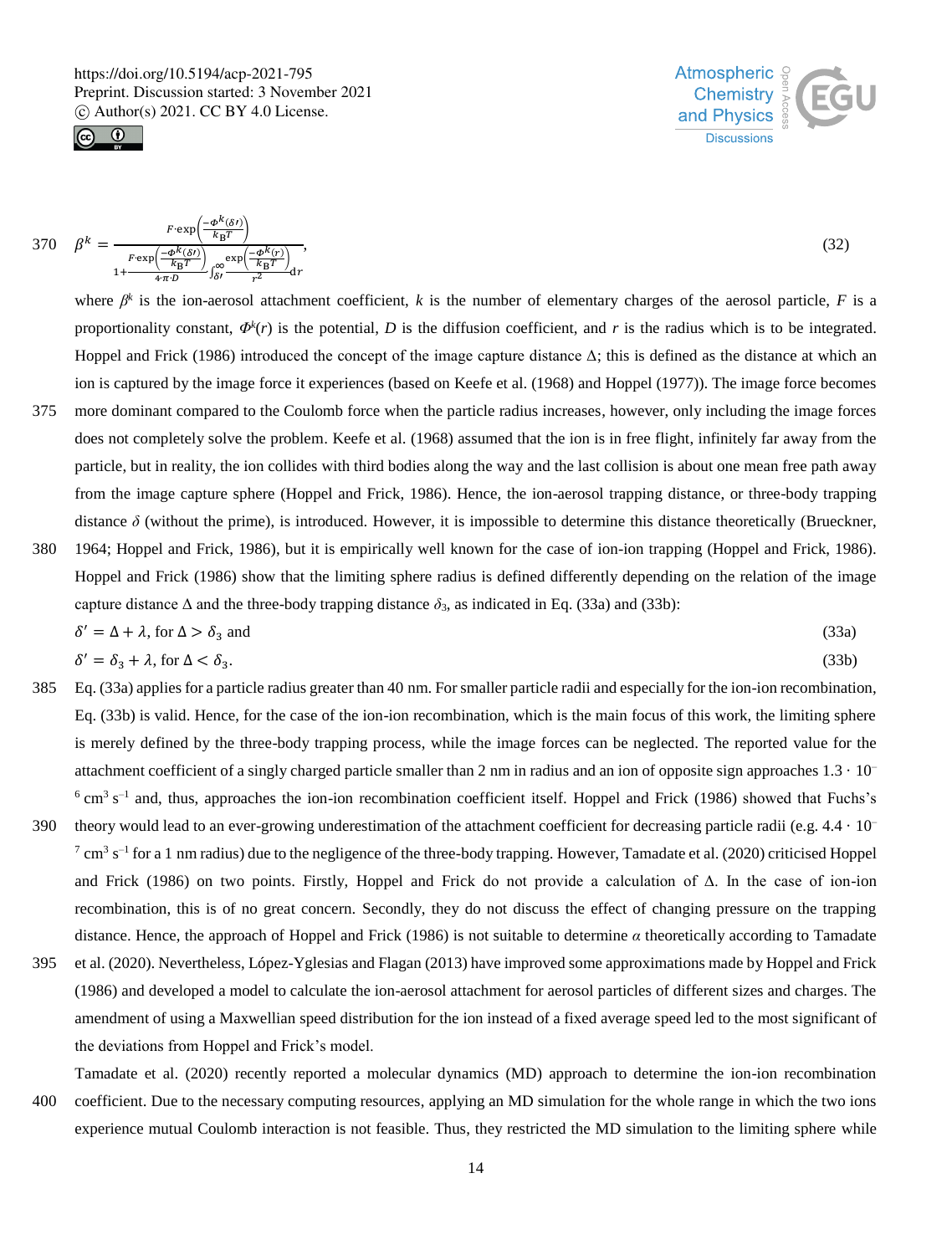$$\beta^k = \frac{F \cdot \exp\left(\frac{-\Phi^k(\delta\prime)}{k_B T}\right)}{1 + \frac{F \cdot \exp\left(\frac{-\Phi^k(\delta\prime)}{k_B T}\right)}{4 \cdot \pi \cdot D} \int_{\delta\prime}^{\infty} \frac{\exp\left(\frac{-\Phi^k(r)}{k_B T}\right)}{r^2} \mathrm{d}r}, \tag{32}$$

where $\beta^k$ is the ion-aerosol attachment coefficient, $k$ is the number of elementary charges of the aerosol particle, $F$ is a proportionality constant, $\Phi^k(r)$ is the potential, $D$ is the diffusion coefficient, and $r$ is the radius which is to be integrated. Hoppel and Frick (1986) introduced the concept of the image capture distance $\Delta$; this is defined as the distance at which an ion is captured by the image force it experiences (based on Keefe et al. (1968) and Hoppel (1977)). The image force becomes more dominant compared to the Coulomb force when the particle radius increases, however, only including the image forces does not completely solve the problem. Keefe et al. (1968) assumed that the ion is in free flight, infinitely far away from the particle, but in reality, the ion collides with third bodies along the way and the last collision is about one mean free path away from the image capture sphere (Hoppel and Frick, 1986). Hence, the ion-aerosol trapping distance, or three-body trapping distance $\delta$ (without the prime), is introduced. However, it is impossible to determine this distance theoretically (Brueckner, 1964; Hoppel and Frick, 1986), but it is empirically well known for the case of ion-ion trapping (Hoppel and Frick, 1986). Hoppel and Frick (1986) show that the limiting sphere radius is defined differently depending on the relation of the image capture distance $\Delta$ and the three-body trapping distance $\delta_3$, as indicated in Eq. (33a) and (33b):

$$\delta' = \Delta + \lambda, \text{ for } \Delta > \delta_3 \text{ and} \tag{33a}$$

$$\delta' = \delta_3 + \lambda, \text{ for } \Delta < \delta_3. \tag{33b}$$

Eq. (33a) applies for a particle radius greater than 40 nm. For smaller particle radii and especially for the ion-ion recombination, Eq. (33b) is valid. Hence, for the case of the ion-ion recombination, which is the main focus of this work, the limiting sphere is merely defined by the three-body trapping process, while the image forces can be neglected. The reported value for the attachment coefficient of a singly charged particle smaller than 2 nm in radius and an ion of opposite sign approaches $1.3 \cdot 10^{-6}$ cm$^3$ s$^{-1}$ and, thus, approaches the ion-ion recombination coefficient itself. Hoppel and Frick (1986) showed that Fuchs's theory would lead to an ever-growing underestimation of the attachment coefficient for decreasing particle radii (e.g. $4.4 \cdot 10^{-7}$ cm$^3$ s$^{-1}$ for a 1 nm radius) due to the negligence of the three-body trapping. However, Tamadate et al. (2020) criticised Hoppel and Frick (1986) on two points. Firstly, Hoppel and Frick do not provide a calculation of $\Delta$. In the case of ion-ion recombination, this is of no great concern. Secondly, they do not discuss the effect of changing pressure on the trapping distance. Hence, the approach of Hoppel and Frick (1986) is not suitable to determine $\alpha$ theoretically according to Tamadate et al. (2020). Nevertheless, López-Yglesias and Flagan (2013) have improved some approximations made by Hoppel and Frick (1986) and developed a model to calculate the ion-aerosol attachment for aerosol particles of different sizes and charges. The amendment of using a Maxwellian speed distribution for the ion instead of a fixed average speed led to the most significant of the deviations from Hoppel and Frick's model.

Tamadate et al. (2020) recently reported a molecular dynamics (MD) approach to determine the ion-ion recombination coefficient. Due to the necessary computing resources, applying an MD simulation for the whole range in which the two ions experience mutual Coulomb interaction is not feasible. Thus, they restricted the MD simulation to the limiting sphere while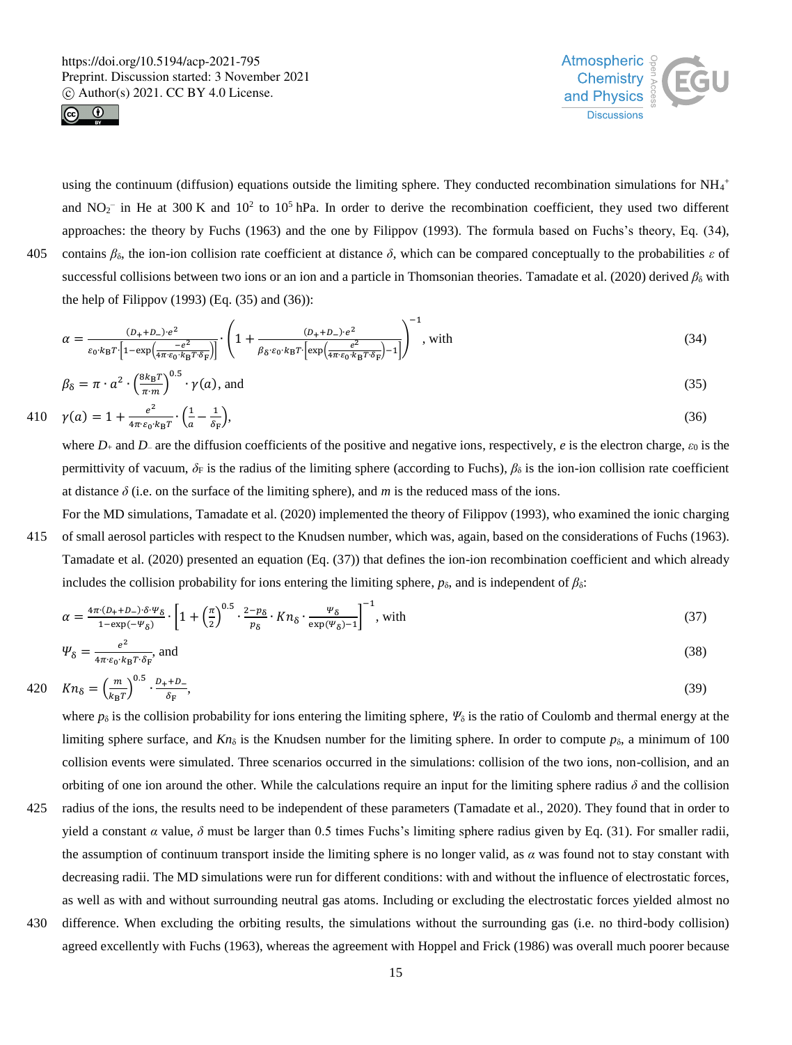using the continuum (diffusion) equations outside the limiting sphere. They conducted recombination simulations for $NH_4^+$ and $NO_2^-$ in He at 300 K and $10^2$ to $10^5$ hPa. In order to derive the recombination coefficient, they used two different approaches: the theory by Fuchs (1963) and the one by Filippov (1993). The formula based on Fuchs's theory, Eq. (34), contains $\beta_\delta$, the ion-ion collision rate coefficient at distance $\delta$, which can be compared conceptually to the probabilities $\varepsilon$ of successful collisions between two ions or an ion and a particle in Thomsonian theories. Tamadate et al. (2020) derived $\beta_\delta$ with the help of Filippov (1993) (Eq. (35) and (36)):

$$\alpha = \frac{(D_+ + D_-)\cdot e^2}{\varepsilon_0 \cdot k_B T \cdot \left[1 - \exp\left(\frac{-e^2}{4\pi\cdot\varepsilon_0\cdot k_B T\cdot \delta_F}\right)\right]} \cdot \left(1 + \frac{(D_+ + D_-)\cdot e^2}{\beta_\delta \cdot \varepsilon_0 \cdot k_B T \cdot \left[\exp\left(\frac{e^2}{4\pi\cdot\varepsilon_0\cdot k_B T\cdot \delta_F}\right) - 1\right]}\right)^{-1}, \text{ with} \tag{34}$$

$$\beta_\delta = \pi \cdot a^2 \cdot \left(\frac{8 k_B T}{\pi \cdot m}\right)^{0.5} \cdot \gamma(a), \text{ and} \tag{35}$$

$$\gamma(a) = 1 + \frac{e^2}{4\pi\cdot\varepsilon_0\cdot k_B T} \cdot \left(\frac{1}{a} - \frac{1}{\delta_F}\right), \tag{36}$$

where $D_+$ and $D_-$ are the diffusion coefficients of the positive and negative ions, respectively, $e$ is the electron charge, $\varepsilon_0$ is the permittivity of vacuum, $\delta_F$ is the radius of the limiting sphere (according to Fuchs), $\beta_\delta$ is the ion-ion collision rate coefficient at distance $\delta$ (i.e. on the surface of the limiting sphere), and $m$ is the reduced mass of the ions.

For the MD simulations, Tamadate et al. (2020) implemented the theory of Filippov (1993), who examined the ionic charging of small aerosol particles with respect to the Knudsen number, which was, again, based on the considerations of Fuchs (1963). Tamadate et al. (2020) presented an equation (Eq. (37)) that defines the ion-ion recombination coefficient and which already includes the collision probability for ions entering the limiting sphere, $p_\delta$, and is independent of $\beta_\delta$:

$$\alpha = \frac{4\pi\cdot(D_+ + D_-)\cdot\delta\cdot\Psi_\delta}{1 - \exp(-\Psi_\delta)} \cdot \left[1 + \left(\frac{\pi}{2}\right)^{0.5} \cdot \frac{2 - p_\delta}{p_\delta} \cdot Kn_\delta \cdot \frac{\Psi_\delta}{\exp(\Psi_\delta) - 1}\right]^{-1}, \text{ with} \tag{37}$$

$$\Psi_\delta = \frac{e^2}{4\pi\cdot\varepsilon_0\cdot k_B T\cdot\delta_F}, \text{ and} \tag{38}$$

$$Kn_\delta = \left(\frac{m}{k_B T}\right)^{0.5} \cdot \frac{D_+ + D_-}{\delta_F}, \tag{39}$$

where $p_\delta$ is the collision probability for ions entering the limiting sphere, $\Psi_\delta$ is the ratio of Coulomb and thermal energy at the limiting sphere surface, and $Kn_\delta$ is the Knudsen number for the limiting sphere. In order to compute $p_\delta$, a minimum of 100 collision events were simulated. Three scenarios occurred in the simulations: collision of the two ions, non-collision, and an orbiting of one ion around the other. While the calculations require an input for the limiting sphere radius $\delta$ and the collision radius of the ions, the results need to be independent of these parameters (Tamadate et al., 2020). They found that in order to yield a constant $\alpha$ value, $\delta$ must be larger than 0.5 times Fuchs's limiting sphere radius given by Eq. (31). For smaller radii, the assumption of continuum transport inside the limiting sphere is no longer valid, as $\alpha$ was found not to stay constant with decreasing radii. The MD simulations were run for different conditions: with and without the influence of electrostatic forces, as well as with and without surrounding neutral gas atoms. Including or excluding the electrostatic forces yielded almost no difference. When excluding the orbiting results, the simulations without the surrounding gas (i.e. no third-body collision) agreed excellently with Fuchs (1963), whereas the agreement with Hoppel and Frick (1986) was overall much poorer because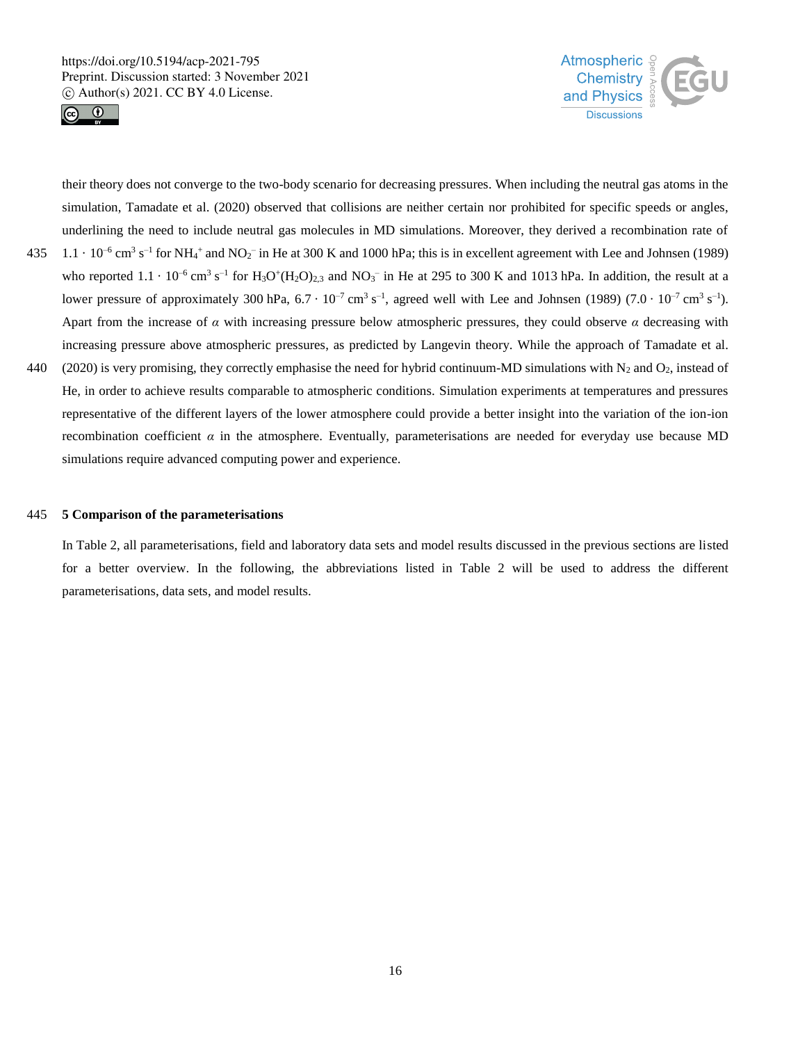their theory does not converge to the two-body scenario for decreasing pressures. When including the neutral gas atoms in the simulation, Tamadate et al. (2020) observed that collisions are neither certain nor prohibited for specific speeds or angles, underlining the need to include neutral gas molecules in MD simulations. Moreover, they derived a recombination rate of $1.1 \cdot 10^{-6}$ cm$^3$ s$^{-1}$ for $NH_4^+$ and $NO_2^-$ in He at 300 K and 1000 hPa; this is in excellent agreement with Lee and Johnsen (1989) who reported $1.1 \cdot 10^{-6}$ cm$^3$ s$^{-1}$ for $H_3O^+(H_2O)_{2,3}$ and $NO_3^-$ in He at 295 to 300 K and 1013 hPa. In addition, the result at a lower pressure of approximately 300 hPa, $6.7 \cdot 10^{-7}$ cm$^3$ s$^{-1}$, agreed well with Lee and Johnsen (1989) ($7.0 \cdot 10^{-7}$ cm$^3$ s$^{-1}$). Apart from the increase of $\alpha$ with increasing pressure below atmospheric pressures, they could observe $\alpha$ decreasing with increasing pressure above atmospheric pressures, as predicted by Langevin theory. While the approach of Tamadate et al. (2020) is very promising, they correctly emphasise the need for hybrid continuum-MD simulations with $N_2$ and $O_2$, instead of He, in order to achieve results comparable to atmospheric conditions. Simulation experiments at temperatures and pressures representative of the different layers of the lower atmosphere could provide a better insight into the variation of the ion-ion recombination coefficient $\alpha$ in the atmosphere. Eventually, parameterisations are needed for everyday use because MD simulations require advanced computing power and experience.

## 5 Comparison of the parameterisations

In Table 2, all parameterisations, field and laboratory data sets and model results discussed in the previous sections are listed for a better overview. In the following, the abbreviations listed in Table 2 will be used to address the different parameterisations, data sets, and model results.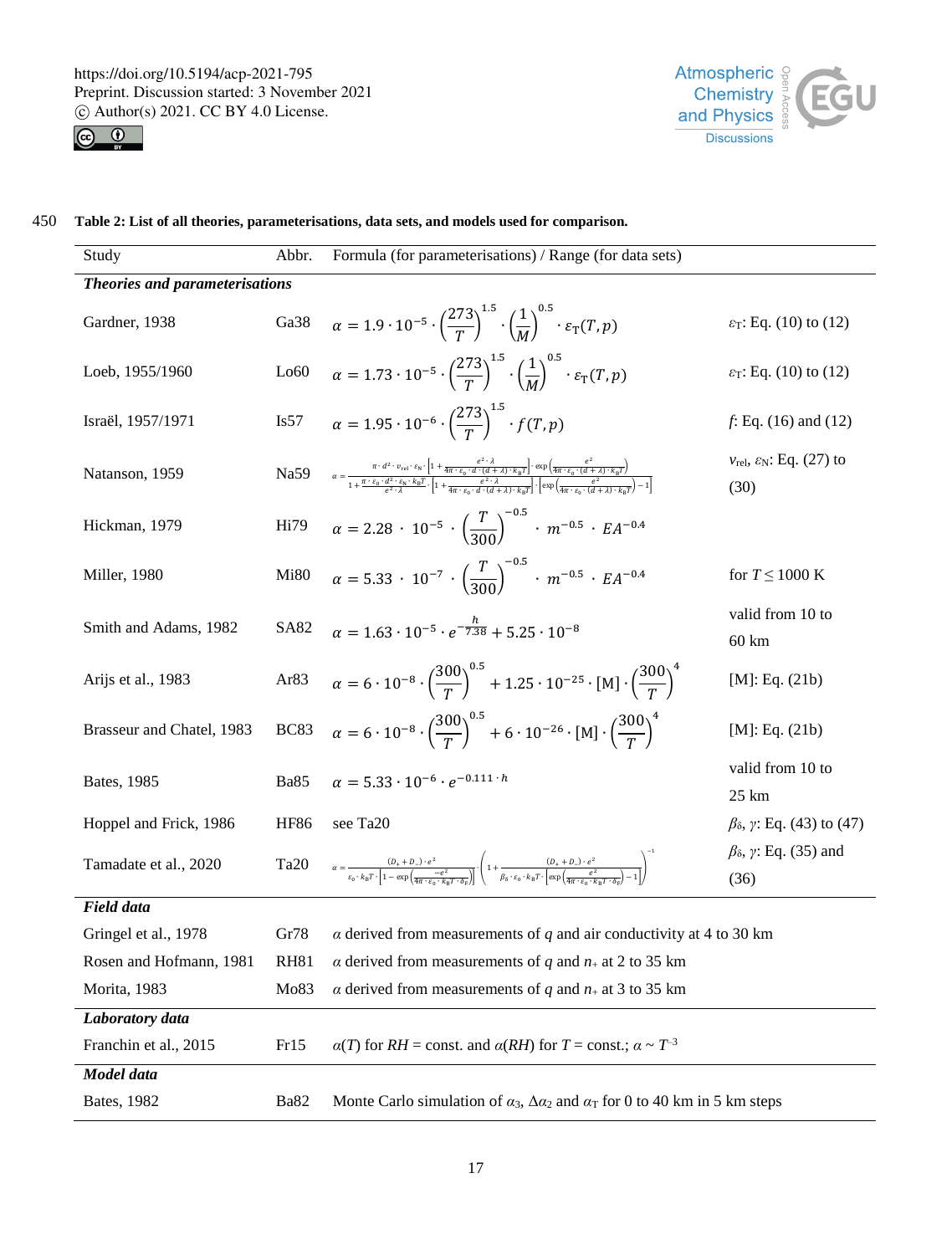**Table 2: List of all theories, parameterisations, data sets, and models used for comparison.**

| Study | Abbr. | Formula (for parameterisations) / Range (for data sets) | |
|---|---|---|---|
| ***Theories and parameterisations*** | | | |
| Gardner, 1938 | Ga38 | $\alpha = 1.9 \cdot 10^{-5} \cdot \left(\frac{273}{T}\right)^{1.5} \cdot \left(\frac{1}{M}\right)^{0.5} \cdot \varepsilon_{\mathrm{T}}(T,p)$ | $\varepsilon_{\mathrm{T}}$: Eq. (10) to (12) |
| Loeb, 1955/1960 | Lo60 | $\alpha = 1.73 \cdot 10^{-5} \cdot \left(\frac{273}{T}\right)^{1.5} \cdot \left(\frac{1}{M}\right)^{0.5} \cdot \varepsilon_{\mathrm{T}}(T,p)$ | $\varepsilon_{\mathrm{T}}$: Eq. (10) to (12) |
| Israël, 1957/1971 | Is57 | $\alpha = 1.95 \cdot 10^{-6} \cdot \left(\frac{273}{T}\right)^{1.5} \cdot f(T,p)$ | $f$: Eq. (16) and (12) |
| Natanson, 1959 | Na59 | $\alpha = \frac{\pi \cdot d^2 \cdot v_{\mathrm{rel}} \cdot \varepsilon_{\mathrm{N}} \cdot \left[1 + \frac{e^2 \cdot \lambda}{4\pi \cdot \varepsilon_0 \cdot d \cdot (d+\lambda) \cdot k_{\mathrm{B}}T}\right] \cdot \exp\left(\frac{e^2}{4\pi \cdot \varepsilon_0 \cdot (d+\lambda) \cdot k_{\mathrm{B}}T}\right)}{1 + \frac{\pi \cdot \varepsilon_0 \cdot d^2 \cdot \varepsilon_{\mathrm{N}} \cdot k_{\mathrm{B}}T}{e^2 \cdot \lambda} \cdot \left[1 + \frac{e^2 \cdot \lambda}{4\pi \cdot \varepsilon_0 \cdot d \cdot (d+\lambda) \cdot k_{\mathrm{B}}T}\right] \cdot \left[\exp\left(\frac{e^2}{4\pi \cdot \varepsilon_0 \cdot (d+\lambda) \cdot k_{\mathrm{B}}T}\right) - 1\right]}$ | $v_{\mathrm{rel}}$, $\varepsilon_{\mathrm{N}}$: Eq. (27) to (30) |
| Hickman, 1979 | Hi79 | $\alpha = 2.28 \cdot 10^{-5} \cdot \left(\frac{T}{300}\right)^{-0.5} \cdot m^{-0.5} \cdot EA^{-0.4}$ | |
| Miller, 1980 | Mi80 | $\alpha = 5.33 \cdot 10^{-7} \cdot \left(\frac{T}{300}\right)^{-0.5} \cdot m^{-0.5} \cdot EA^{-0.4}$ | for $T \leq 1000$ K |
| Smith and Adams, 1982 | SA82 | $\alpha = 1.63 \cdot 10^{-5} \cdot e^{-\frac{h}{7.38}} + 5.25 \cdot 10^{-8}$ | valid from 10 to 60 km |
| Arijs et al., 1983 | Ar83 | $\alpha = 6 \cdot 10^{-8} \cdot \left(\frac{300}{T}\right)^{0.5} + 1.25 \cdot 10^{-25} \cdot [\mathrm{M}] \cdot \left(\frac{300}{T}\right)^{4}$ | [M]: Eq. (21b) |
| Brasseur and Chatel, 1983 | BC83 | $\alpha = 6 \cdot 10^{-8} \cdot \left(\frac{300}{T}\right)^{0.5} + 6 \cdot 10^{-26} \cdot [\mathrm{M}] \cdot \left(\frac{300}{T}\right)^{4}$ | [M]: Eq. (21b) |
| Bates, 1985 | Ba85 | $\alpha = 5.33 \cdot 10^{-6} \cdot e^{-0.111 \cdot h}$ | valid from 10 to 25 km |
| Hoppel and Frick, 1986 | HF86 | see Ta20 | $\beta_\delta$, $\gamma$: Eq. (43) to (47) |
| Tamadate et al., 2020 | Ta20 | $\alpha = \frac{(D_+ + D_-) \cdot e^2}{\varepsilon_0 \cdot k_{\mathrm{B}}T \cdot \left[1 - \exp\left(\frac{-e^2}{4\pi \cdot \varepsilon_0 \cdot k_{\mathrm{B}}T \cdot \delta_{\mathrm{F}}}\right)\right]} \cdot \left(1 + \frac{(D_+ + D_-) \cdot e^2}{\beta_\delta \cdot \varepsilon_0 \cdot k_{\mathrm{B}}T \cdot \left[\exp\left(\frac{e^2}{4\pi \cdot \varepsilon_0 \cdot k_{\mathrm{B}}T \cdot \delta_{\mathrm{F}}}\right) - 1\right]}\right)^{-1}$ | $\beta_\delta$, $\gamma$: Eq. (35) and (36) |
| ***Field data*** | | | |
| Gringel et al., 1978 | Gr78 | $\alpha$ derived from measurements of $q$ and air conductivity at 4 to 30 km | |
| Rosen and Hofmann, 1981 | RH81 | $\alpha$ derived from measurements of $q$ and $n_+$ at 2 to 35 km | |
| Morita, 1983 | Mo83 | $\alpha$ derived from measurements of $q$ and $n_+$ at 3 to 35 km | |
| ***Laboratory data*** | | | |
| Franchin et al., 2015 | Fr15 | $\alpha(T)$ for $RH$ = const. and $\alpha(RH)$ for $T$ = const.; $\alpha \sim T^{-3}$ | |
| ***Model data*** | | | |
| Bates, 1982 | Ba82 | Monte Carlo simulation of $\alpha_3$, $\Delta\alpha_2$ and $\alpha_{\mathrm{T}}$ for 0 to 40 km in 5 km steps | |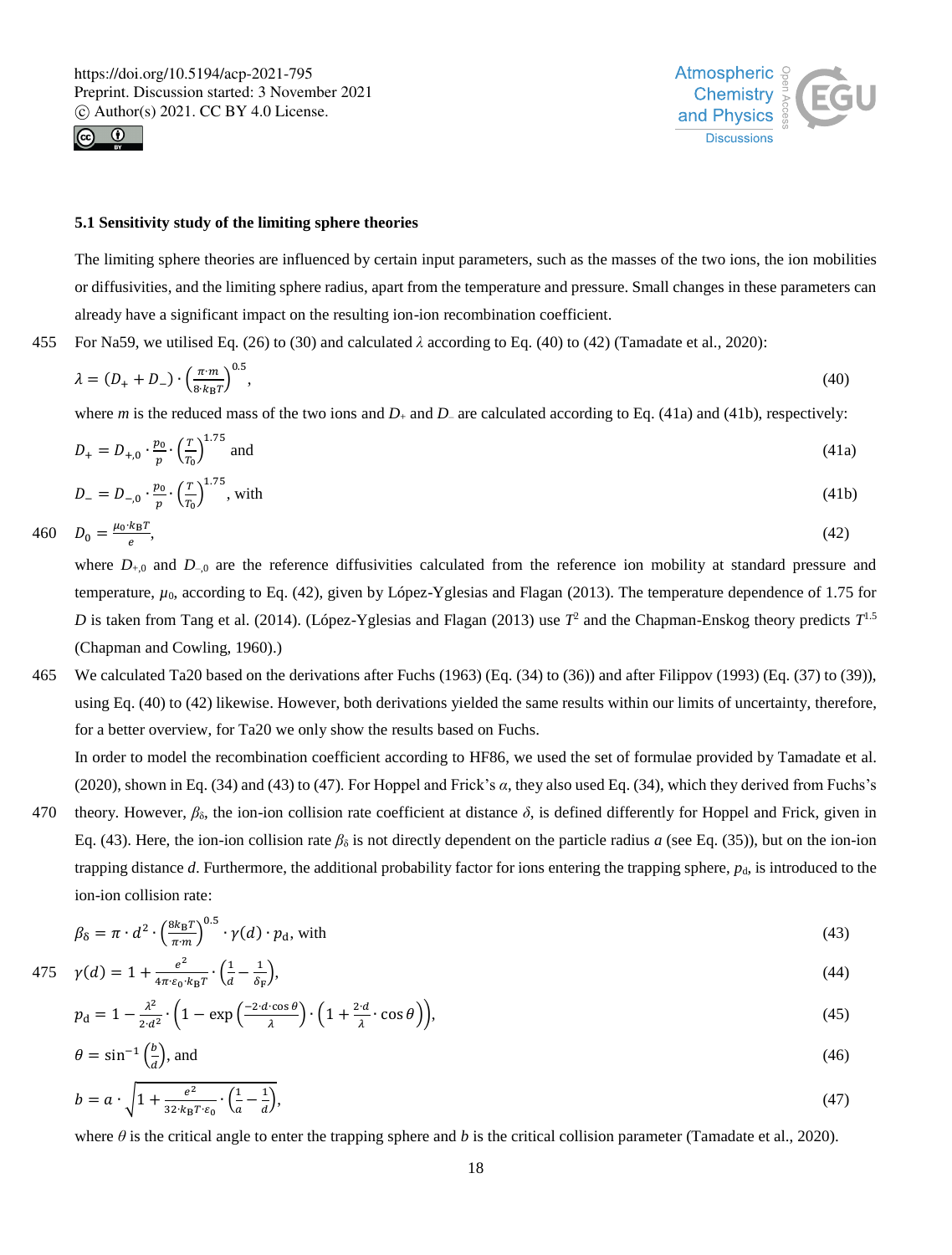### 5.1 Sensitivity study of the limiting sphere theories

The limiting sphere theories are influenced by certain input parameters, such as the masses of the two ions, the ion mobilities or diffusivities, and the limiting sphere radius, apart from the temperature and pressure. Small changes in these parameters can already have a significant impact on the resulting ion-ion recombination coefficient.

For Na59, we utilised Eq. (26) to (30) and calculated $\lambda$ according to Eq. (40) to (42) (Tamadate et al., 2020):

$$\lambda = (D_+ + D_-) \cdot \left(\frac{\pi \cdot m}{8 \cdot k_\mathrm{B} T}\right)^{0.5}, \tag{40}$$

where $m$ is the reduced mass of the two ions and $D_+$ and $D_-$ are calculated according to Eq. (41a) and (41b), respectively:

$$D_+ = D_{+,0} \cdot \frac{p_0}{p} \cdot \left(\frac{T}{T_0}\right)^{1.75} \text{ and} \tag{41a}$$

$$D_- = D_{-,0} \cdot \frac{p_0}{p} \cdot \left(\frac{T}{T_0}\right)^{1.75}, \text{ with} \tag{41b}$$

$$D_0 = \frac{\mu_0 \cdot k_\mathrm{B} T}{e}, \tag{42}$$

where $D_{+,0}$ and $D_{-,0}$ are the reference diffusivities calculated from the reference ion mobility at standard pressure and temperature, $\mu_0$, according to Eq. (42), given by López-Yglesias and Flagan (2013). The temperature dependence of 1.75 for $D$ is taken from Tang et al. (2014). (López-Yglesias and Flagan (2013) use $T^2$ and the Chapman-Enskog theory predicts $T^{1.5}$ (Chapman and Cowling, 1960).)

We calculated Ta20 based on the derivations after Fuchs (1963) (Eq. (34) to (36)) and after Filippov (1993) (Eq. (37) to (39)), using Eq. (40) to (42) likewise. However, both derivations yielded the same results within our limits of uncertainty, therefore, for a better overview, for Ta20 we only show the results based on Fuchs.

In order to model the recombination coefficient according to HF86, we used the set of formulae provided by Tamadate et al. (2020), shown in Eq. (34) and (43) to (47). For Hoppel and Frick's $\alpha$, they also used Eq. (34), which they derived from Fuchs's theory. However, $\beta_\delta$, the ion-ion collision rate coefficient at distance $\delta$, is defined differently for Hoppel and Frick, given in Eq. (43). Here, the ion-ion collision rate $\beta_\delta$ is not directly dependent on the particle radius $a$ (see Eq. (35)), but on the ion-ion trapping distance $d$. Furthermore, the additional probability factor for ions entering the trapping sphere, $p_\mathrm{d}$, is introduced to the ion-ion collision rate:

$$\beta_\delta = \pi \cdot d^2 \cdot \left(\frac{8 k_\mathrm{B} T}{\pi \cdot m}\right)^{0.5} \cdot \gamma(d) \cdot p_\mathrm{d}, \text{ with} \tag{43}$$

$$\gamma(d) = 1 + \frac{e^2}{4\pi \cdot \varepsilon_0 \cdot k_\mathrm{B} T} \cdot \left(\frac{1}{d} - \frac{1}{\delta_\mathrm{F}}\right), \tag{44}$$

$$p_\mathrm{d} = 1 - \frac{\lambda^2}{2 \cdot d^2} \cdot \left(1 - \exp\left(\frac{-2 \cdot d \cdot \cos\theta}{\lambda}\right) \cdot \left(1 + \frac{2 \cdot d}{\lambda} \cdot \cos\theta\right)\right), \tag{45}$$

$$\theta = \sin^{-1}\left(\frac{b}{d}\right), \text{ and} \tag{46}$$

$$b = a \cdot \sqrt{1 + \frac{e^2}{32 \cdot k_\mathrm{B} T \cdot \varepsilon_0} \cdot \left(\frac{1}{a} - \frac{1}{d}\right)}, \tag{47}$$

where $\theta$ is the critical angle to enter the trapping sphere and $b$ is the critical collision parameter (Tamadate et al., 2020).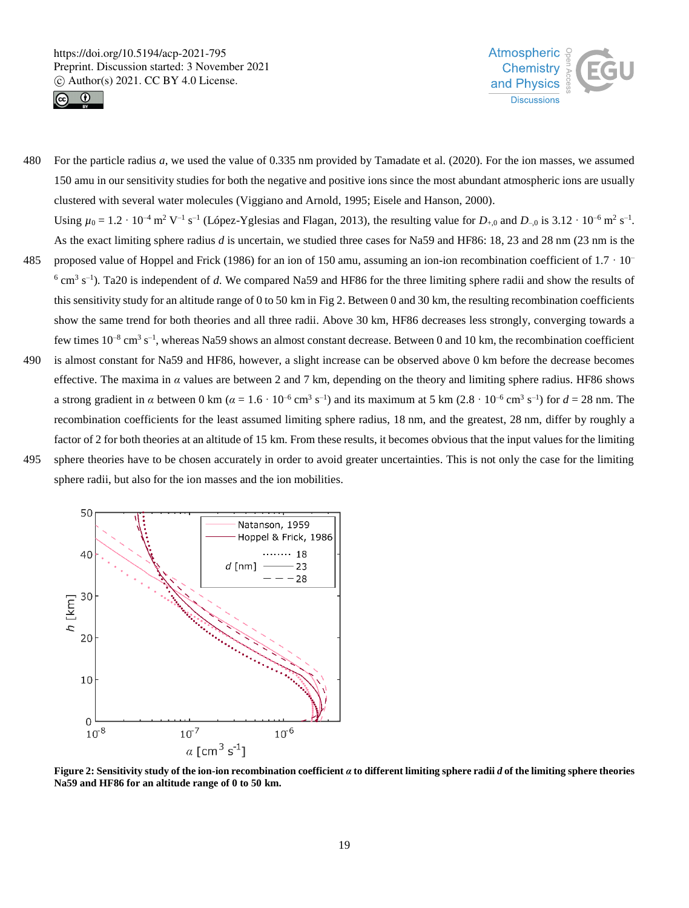For the particle radius $a$, we used the value of 0.335 nm provided by Tamadate et al. (2020). For the ion masses, we assumed 150 amu in our sensitivity studies for both the negative and positive ions since the most abundant atmospheric ions are usually clustered with several water molecules (Viggiano and Arnold, 1995; Eisele and Hanson, 2000).

Using $\mu_0 = 1.2 \cdot 10^{-4}$ m$^2$ V$^{-1}$ s$^{-1}$ (López-Yglesias and Flagan, 2013), the resulting value for $D_{+,0}$ and $D_{-,0}$ is $3.12 \cdot 10^{-6}$ m$^2$ s$^{-1}$. As the exact limiting sphere radius $d$ is uncertain, we studied three cases for Na59 and HF86: 18, 23 and 28 nm (23 nm is the proposed value of Hoppel and Frick (1986) for an ion of 150 amu, assuming an ion-ion recombination coefficient of $1.7 \cdot 10^{-6}$ cm$^3$ s$^{-1}$). Ta20 is independent of $d$. We compared Na59 and HF86 for the three limiting sphere radii and show the results of this sensitivity study for an altitude range of 0 to 50 km in Fig 2. Between 0 and 30 km, the resulting recombination coefficients show the same trend for both theories and all three radii. Above 30 km, HF86 decreases less strongly, converging towards a few times $10^{-8}$ cm$^3$ s$^{-1}$, whereas Na59 shows an almost constant decrease. Between 0 and 10 km, the recombination coefficient is almost constant for Na59 and HF86, however, a slight increase can be observed above 0 km before the decrease becomes effective. The maxima in $\alpha$ values are between 2 and 7 km, depending on the theory and limiting sphere radius. HF86 shows a strong gradient in $\alpha$ between 0 km ($\alpha = 1.6 \cdot 10^{-6}$ cm$^3$ s$^{-1}$) and its maximum at 5 km ($2.8 \cdot 10^{-6}$ cm$^3$ s$^{-1}$) for $d$ = 28 nm. The recombination coefficients for the least assumed limiting sphere radius, 18 nm, and the greatest, 28 nm, differ by roughly a factor of 2 for both theories at an altitude of 15 km. From these results, it becomes obvious that the input values for the limiting sphere theories have to be chosen accurately in order to avoid greater uncertainties. This is not only the case for the limiting sphere radii, but also for the ion masses and the ion mobilities.

**Figure 2: Sensitivity study of the ion-ion recombination coefficient $\alpha$ to different limiting sphere radii $d$ of the limiting sphere theories Na59 and HF86 for an altitude range of 0 to 50 km.**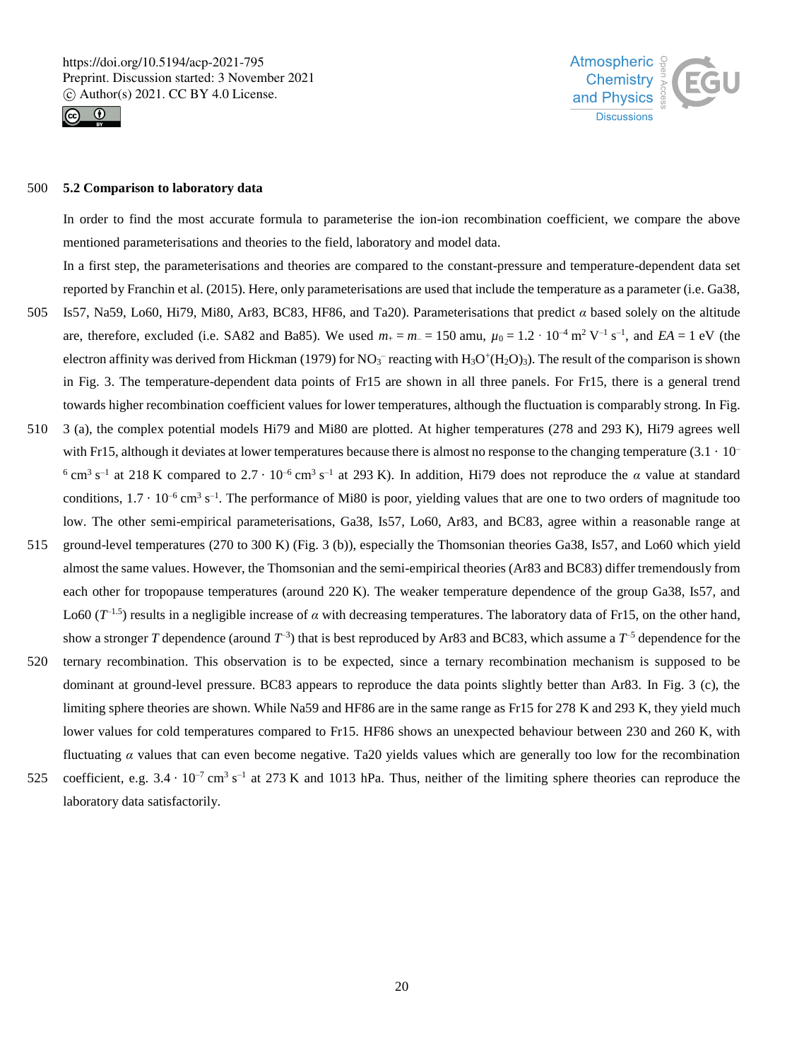## 5.2 Comparison to laboratory data

In order to find the most accurate formula to parameterise the ion-ion recombination coefficient, we compare the above mentioned parameterisations and theories to the field, laboratory and model data.

In a first step, the parameterisations and theories are compared to the constant-pressure and temperature-dependent data set reported by Franchin et al. (2015). Here, only parameterisations are used that include the temperature as a parameter (i.e. Ga38, Is57, Na59, Lo60, Hi79, Mi80, Ar83, BC83, HF86, and Ta20). Parameterisations that predict $\alpha$ based solely on the altitude are, therefore, excluded (i.e. SA82 and Ba85). We used $m_+ = m_- = 150$ amu, $\mu_0 = 1.2 \cdot 10^{-4}$ m$^2$ V$^{-1}$ s$^{-1}$, and $EA = 1$ eV (the electron affinity was derived from Hickman (1979) for $NO_3^-$ reacting with $H_3O^+(H_2O)_3$). The result of the comparison is shown in Fig. 3. The temperature-dependent data points of Fr15 are shown in all three panels. For Fr15, there is a general trend towards higher recombination coefficient values for lower temperatures, although the fluctuation is comparably strong. In Fig. 3 (a), the complex potential models Hi79 and Mi80 are plotted. At higher temperatures (278 and 293 K), Hi79 agrees well with Fr15, although it deviates at lower temperatures because there is almost no response to the changing temperature ($3.1 \cdot 10^{-6}$ cm$^3$ s$^{-1}$ at 218 K compared to $2.7 \cdot 10^{-6}$ cm$^3$ s$^{-1}$ at 293 K). In addition, Hi79 does not reproduce the $\alpha$ value at standard conditions, $1.7 \cdot 10^{-6}$ cm$^3$ s$^{-1}$. The performance of Mi80 is poor, yielding values that are one to two orders of magnitude too low. The other semi-empirical parameterisations, Ga38, Is57, Lo60, Ar83, and BC83, agree within a reasonable range at ground-level temperatures (270 to 300 K) (Fig. 3 (b)), especially the Thomsonian theories Ga38, Is57, and Lo60 which yield almost the same values. However, the Thomsonian and the semi-empirical theories (Ar83 and BC83) differ tremendously from each other for tropopause temperatures (around 220 K). The weaker temperature dependence of the group Ga38, Is57, and Lo60 ($T^{-1.5}$) results in a negligible increase of $\alpha$ with decreasing temperatures. The laboratory data of Fr15, on the other hand, show a stronger $T$ dependence (around $T^{-3}$) that is best reproduced by Ar83 and BC83, which assume a $T^{-5}$ dependence for the ternary recombination. This observation is to be expected, since a ternary recombination mechanism is supposed to be dominant at ground-level pressure. BC83 appears to reproduce the data points slightly better than Ar83. In Fig. 3 (c), the limiting sphere theories are shown. While Na59 and HF86 are in the same range as Fr15 for 278 K and 293 K, they yield much lower values for cold temperatures compared to Fr15. HF86 shows an unexpected behaviour between 230 and 260 K, with fluctuating $\alpha$ values that can even become negative. Ta20 yields values which are generally too low for the recombination coefficient, e.g. $3.4 \cdot 10^{-7}$ cm$^3$ s$^{-1}$ at 273 K and 1013 hPa. Thus, neither of the limiting sphere theories can reproduce the laboratory data satisfactorily.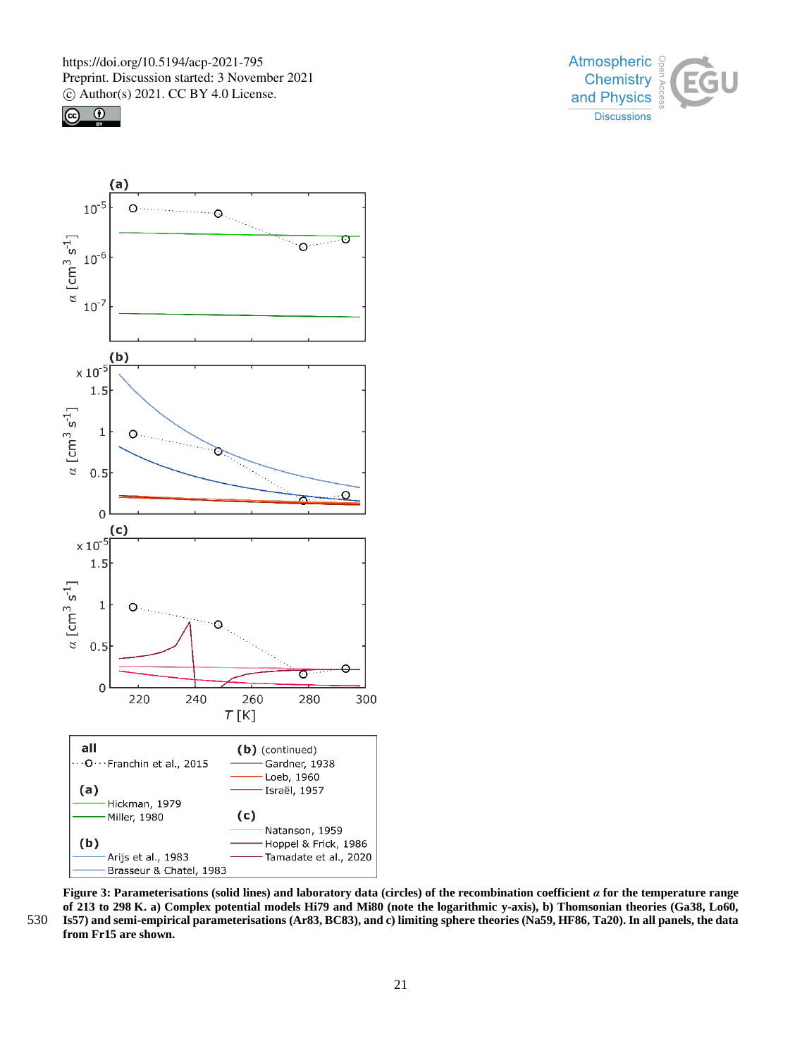**Figure 3: Parameterisations (solid lines) and laboratory data (circles) of the recombination coefficient $\alpha$ for the temperature range of 213 to 298 K. a) Complex potential models Hi79 and Mi80 (note the logarithmic y-axis), b) Thomsonian theories (Ga38, Lo60, Is57) and semi-empirical parameterisations (Ar83, BC83), and c) limiting sphere theories (Na59, HF86, Ta20). In all panels, the data from Fr15 are shown.**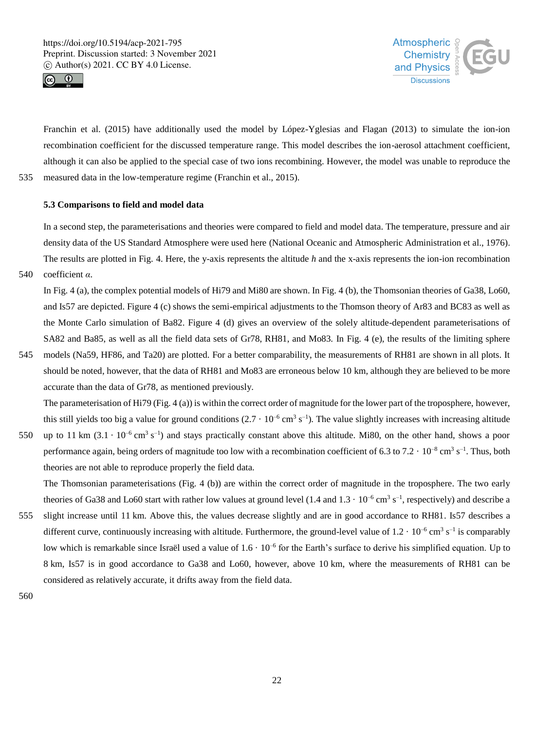Franchin et al. (2015) have additionally used the model by López-Yglesias and Flagan (2013) to simulate the ion-ion recombination coefficient for the discussed temperature range. This model describes the ion-aerosol attachment coefficient, although it can also be applied to the special case of two ions recombining. However, the model was unable to reproduce the measured data in the low-temperature regime (Franchin et al., 2015).

### 5.3 Comparisons to field and model data

In a second step, the parameterisations and theories were compared to field and model data. The temperature, pressure and air density data of the US Standard Atmosphere were used here (National Oceanic and Atmospheric Administration et al., 1976). The results are plotted in Fig. 4. Here, the y-axis represents the altitude $h$ and the x-axis represents the ion-ion recombination coefficient $\alpha$.

In Fig. 4 (a), the complex potential models of Hi79 and Mi80 are shown. In Fig. 4 (b), the Thomsonian theories of Ga38, Lo60, and Is57 are depicted. Figure 4 (c) shows the semi-empirical adjustments to the Thomson theory of Ar83 and BC83 as well as the Monte Carlo simulation of Ba82. Figure 4 (d) gives an overview of the solely altitude-dependent parameterisations of SA82 and Ba85, as well as all the field data sets of Gr78, RH81, and Mo83. In Fig. 4 (e), the results of the limiting sphere models (Na59, HF86, and Ta20) are plotted. For a better comparability, the measurements of RH81 are shown in all plots. It should be noted, however, that the data of RH81 and Mo83 are erroneous below 10 km, although they are believed to be more accurate than the data of Gr78, as mentioned previously.

The parameterisation of Hi79 (Fig. 4 (a)) is within the correct order of magnitude for the lower part of the troposphere, however, this still yields too big a value for ground conditions ($2.7 \cdot 10^{-6}$ cm$^3$ s$^{-1}$). The value slightly increases with increasing altitude up to 11 km ($3.1 \cdot 10^{-6}$ cm$^3$ s$^{-1}$) and stays practically constant above this altitude. Mi80, on the other hand, shows a poor performance again, being orders of magnitude too low with a recombination coefficient of 6.3 to $7.2 \cdot 10^{-8}$ cm$^3$ s$^{-1}$. Thus, both theories are not able to reproduce properly the field data.

The Thomsonian parameterisations (Fig. 4 (b)) are within the correct order of magnitude in the troposphere. The two early theories of Ga38 and Lo60 start with rather low values at ground level (1.4 and $1.3 \cdot 10^{-6}$ cm$^3$ s$^{-1}$, respectively) and describe a slight increase until 11 km. Above this, the values decrease slightly and are in good accordance to RH81. Is57 describes a different curve, continuously increasing with altitude. Furthermore, the ground-level value of $1.2 \cdot 10^{-6}$ cm$^3$ s$^{-1}$ is comparably low which is remarkable since Israël used a value of $1.6 \cdot 10^{-6}$ for the Earth's surface to derive his simplified equation. Up to 8 km, Is57 is in good accordance to Ga38 and Lo60, however, above 10 km, where the measurements of RH81 can be considered as relatively accurate, it drifts away from the field data.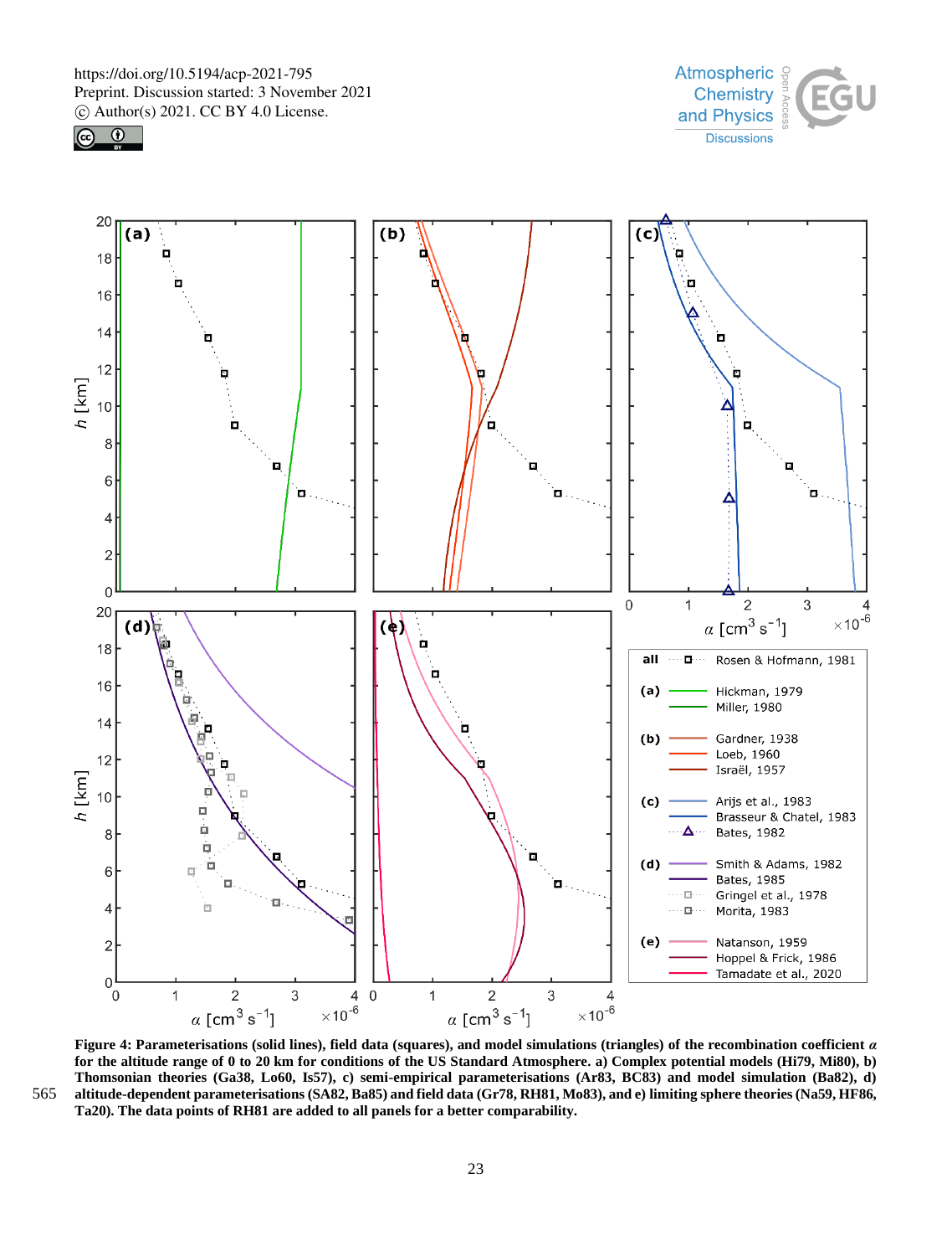**Figure 4: Parameterisations (solid lines), field data (squares), and model simulations (triangles) of the recombination coefficient $\alpha$ for the altitude range of 0 to 20 km for conditions of the US Standard Atmosphere. a) Complex potential models (Hi79, Mi80), b) Thomsonian theories (Ga38, Lo60, Is57), c) semi-empirical parameterisations (Ar83, BC83) and model simulation (Ba82), d) altitude-dependent parameterisations (SA82, Ba85) and field data (Gr78, RH81, Mo83), and e) limiting sphere theories (Na59, HF86, Ta20). The data points of RH81 are added to all panels for a better comparability.**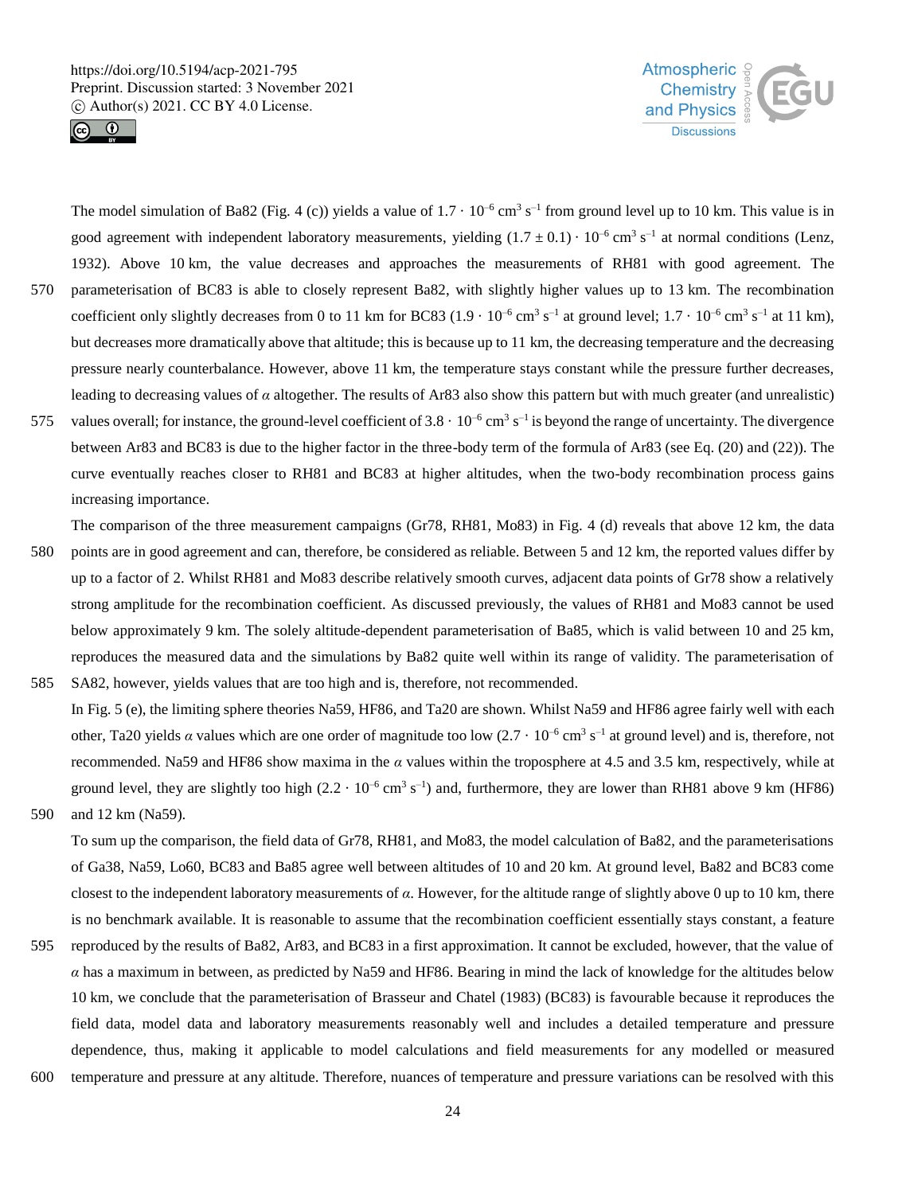The model simulation of Ba82 (Fig. 4 (c)) yields a value of $1.7 \cdot 10^{-6}$ cm$^3$ s$^{-1}$ from ground level up to 10 km. This value is in good agreement with independent laboratory measurements, yielding $(1.7 \pm 0.1) \cdot 10^{-6}$ cm$^3$ s$^{-1}$ at normal conditions (Lenz, 1932). Above 10 km, the value decreases and approaches the measurements of RH81 with good agreement. The parameterisation of BC83 is able to closely represent Ba82, with slightly higher values up to 13 km. The recombination coefficient only slightly decreases from 0 to 11 km for BC83 ($1.9 \cdot 10^{-6}$ cm$^3$ s$^{-1}$ at ground level; $1.7 \cdot 10^{-6}$ cm$^3$ s$^{-1}$ at 11 km), but decreases more dramatically above that altitude; this is because up to 11 km, the decreasing temperature and the decreasing pressure nearly counterbalance. However, above 11 km, the temperature stays constant while the pressure further decreases, leading to decreasing values of $\alpha$ altogether. The results of Ar83 also show this pattern but with much greater (and unrealistic) values overall; for instance, the ground-level coefficient of $3.8 \cdot 10^{-6}$ cm$^3$ s$^{-1}$ is beyond the range of uncertainty. The divergence between Ar83 and BC83 is due to the higher factor in the three-body term of the formula of Ar83 (see Eq. (20) and (22)). The curve eventually reaches closer to RH81 and BC83 at higher altitudes, when the two-body recombination process gains increasing importance.

The comparison of the three measurement campaigns (Gr78, RH81, Mo83) in Fig. 4 (d) reveals that above 12 km, the data points are in good agreement and can, therefore, be considered as reliable. Between 5 and 12 km, the reported values differ by up to a factor of 2. Whilst RH81 and Mo83 describe relatively smooth curves, adjacent data points of Gr78 show a relatively strong amplitude for the recombination coefficient. As discussed previously, the values of RH81 and Mo83 cannot be used below approximately 9 km. The solely altitude-dependent parameterisation of Ba85, which is valid between 10 and 25 km, reproduces the measured data and the simulations by Ba82 quite well within its range of validity. The parameterisation of SA82, however, yields values that are too high and is, therefore, not recommended.

In Fig. 5 (e), the limiting sphere theories Na59, HF86, and Ta20 are shown. Whilst Na59 and HF86 agree fairly well with each other, Ta20 yields $\alpha$ values which are one order of magnitude too low ($2.7 \cdot 10^{-6}$ cm$^3$ s$^{-1}$ at ground level) and is, therefore, not recommended. Na59 and HF86 show maxima in the $\alpha$ values within the troposphere at 4.5 and 3.5 km, respectively, while at ground level, they are slightly too high ($2.2 \cdot 10^{-6}$ cm$^3$ s$^{-1}$) and, furthermore, they are lower than RH81 above 9 km (HF86) and 12 km (Na59).

To sum up the comparison, the field data of Gr78, RH81, and Mo83, the model calculation of Ba82, and the parameterisations of Ga38, Na59, Lo60, BC83 and Ba85 agree well between altitudes of 10 and 20 km. At ground level, Ba82 and BC83 come closest to the independent laboratory measurements of $\alpha$. However, for the altitude range of slightly above 0 up to 10 km, there is no benchmark available. It is reasonable to assume that the recombination coefficient essentially stays constant, a feature reproduced by the results of Ba82, Ar83, and BC83 in a first approximation. It cannot be excluded, however, that the value of $\alpha$ has a maximum in between, as predicted by Na59 and HF86. Bearing in mind the lack of knowledge for the altitudes below 10 km, we conclude that the parameterisation of Brasseur and Chatel (1983) (BC83) is favourable because it reproduces the field data, model data and laboratory measurements reasonably well and includes a detailed temperature and pressure dependence, thus, making it applicable to model calculations and field measurements for any modelled or measured temperature and pressure at any altitude. Therefore, nuances of temperature and pressure variations can be resolved with this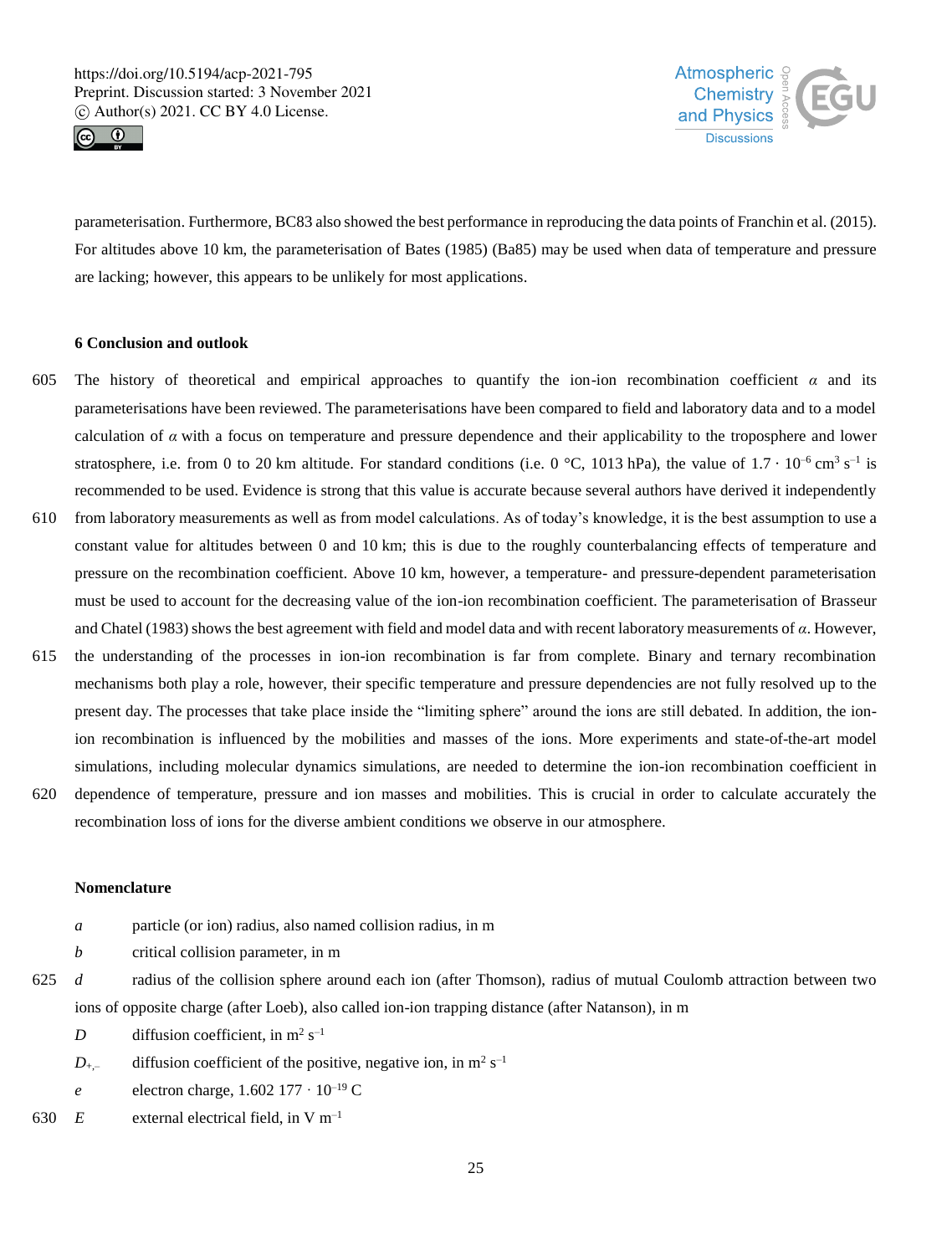parameterisation. Furthermore, BC83 also showed the best performance in reproducing the data points of Franchin et al. (2015). For altitudes above 10 km, the parameterisation of Bates (1985) (Ba85) may be used when data of temperature and pressure are lacking; however, this appears to be unlikely for most applications.

## 6 Conclusion and outlook

The history of theoretical and empirical approaches to quantify the ion-ion recombination coefficient $\alpha$ and its parameterisations have been reviewed. The parameterisations have been compared to field and laboratory data and to a model calculation of $\alpha$ with a focus on temperature and pressure dependence and their applicability to the troposphere and lower stratosphere, i.e. from 0 to 20 km altitude. For standard conditions (i.e. 0 °C, 1013 hPa), the value of $1.7 \cdot 10^{-6}$ cm$^3$ s$^{-1}$ is recommended to be used. Evidence is strong that this value is accurate because several authors have derived it independently from laboratory measurements as well as from model calculations. As of today's knowledge, it is the best assumption to use a constant value for altitudes between 0 and 10 km; this is due to the roughly counterbalancing effects of temperature and pressure on the recombination coefficient. Above 10 km, however, a temperature- and pressure-dependent parameterisation must be used to account for the decreasing value of the ion-ion recombination coefficient. The parameterisation of Brasseur and Chatel (1983) shows the best agreement with field and model data and with recent laboratory measurements of $\alpha$. However, the understanding of the processes in ion-ion recombination is far from complete. Binary and ternary recombination mechanisms both play a role, however, their specific temperature and pressure dependencies are not fully resolved up to the present day. The processes that take place inside the "limiting sphere" around the ions are still debated. In addition, the ion-ion recombination is influenced by the mobilities and masses of the ions. More experiments and state-of-the-art model simulations, including molecular dynamics simulations, are needed to determine the ion-ion recombination coefficient in dependence of temperature, pressure and ion masses and mobilities. This is crucial in order to calculate accurately the recombination loss of ions for the diverse ambient conditions we observe in our atmosphere.

## Nomenclature

- $a$ — particle (or ion) radius, also named collision radius, in m
- $b$ — critical collision parameter, in m
- $d$ — radius of the collision sphere around each ion (after Thomson), radius of mutual Coulomb attraction between two ions of opposite charge (after Loeb), also called ion-ion trapping distance (after Natanson), in m
- $D$ — diffusion coefficient, in m$^2$ s$^{-1}$
- $D_{+,-}$ — diffusion coefficient of the positive, negative ion, in m$^2$ s$^{-1}$
- $e$ — electron charge, $1.602\,177 \cdot 10^{-19}$ C
- $E$ — external electrical field, in V m$^{-1}$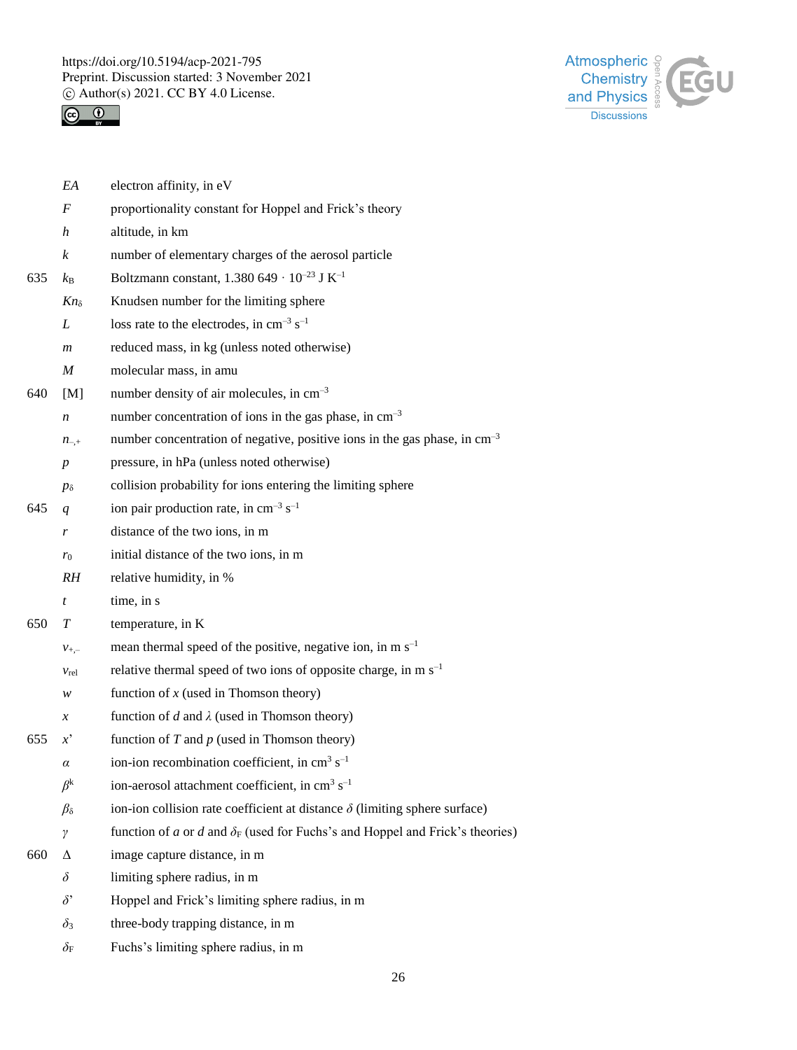| | |
|---|---|
| $EA$ | electron affinity, in eV |
| $F$ | proportionality constant for Hoppel and Frick's theory |
| $h$ | altitude, in km |
| $k$ | number of elementary charges of the aerosol particle |
| $k_B$ | Boltzmann constant, 1.380 649 · $10^{-23}$ J $K^{-1}$ |
| $Kn_\delta$ | Knudsen number for the limiting sphere |
| $L$ | loss rate to the electrodes, in $cm^{-3}$ $s^{-1}$ |
| $m$ | reduced mass, in kg (unless noted otherwise) |
| $M$ | molecular mass, in amu |
| [M] | number density of air molecules, in $cm^{-3}$ |
| $n$ | number concentration of ions in the gas phase, in $cm^{-3}$ |
| $n_{-,+}$ | number concentration of negative, positive ions in the gas phase, in $cm^{-3}$ |
| $p$ | pressure, in hPa (unless noted otherwise) |
| $p_\delta$ | collision probability for ions entering the limiting sphere |
| $q$ | ion pair production rate, in $cm^{-3}$ $s^{-1}$ |
| $r$ | distance of the two ions, in m |
| $r_0$ | initial distance of the two ions, in m |
| $RH$ | relative humidity, in % |
| $t$ | time, in s |
| $T$ | temperature, in K |
| $v_{+,-}$ | mean thermal speed of the positive, negative ion, in m $s^{-1}$ |
| $v_{rel}$ | relative thermal speed of two ions of opposite charge, in m $s^{-1}$ |
| $w$ | function of $x$ (used in Thomson theory) |
| $x$ | function of $d$ and $\lambda$ (used in Thomson theory) |
| $x'$ | function of $T$ and $p$ (used in Thomson theory) |
| $\alpha$ | ion-ion recombination coefficient, in $cm^3$ $s^{-1}$ |
| $\beta^k$ | ion-aerosol attachment coefficient, in $cm^3$ $s^{-1}$ |
| $\beta_\delta$ | ion-ion collision rate coefficient at distance $\delta$ (limiting sphere surface) |
| $\gamma$ | function of $a$ or $d$ and $\delta_F$ (used for Fuchs's and Hoppel and Frick's theories) |
| $\Delta$ | image capture distance, in m |
| $\delta$ | limiting sphere radius, in m |
| $\delta'$ | Hoppel and Frick's limiting sphere radius, in m |
| $\delta_3$ | three-body trapping distance, in m |
| $\delta_F$ | Fuchs's limiting sphere radius, in m |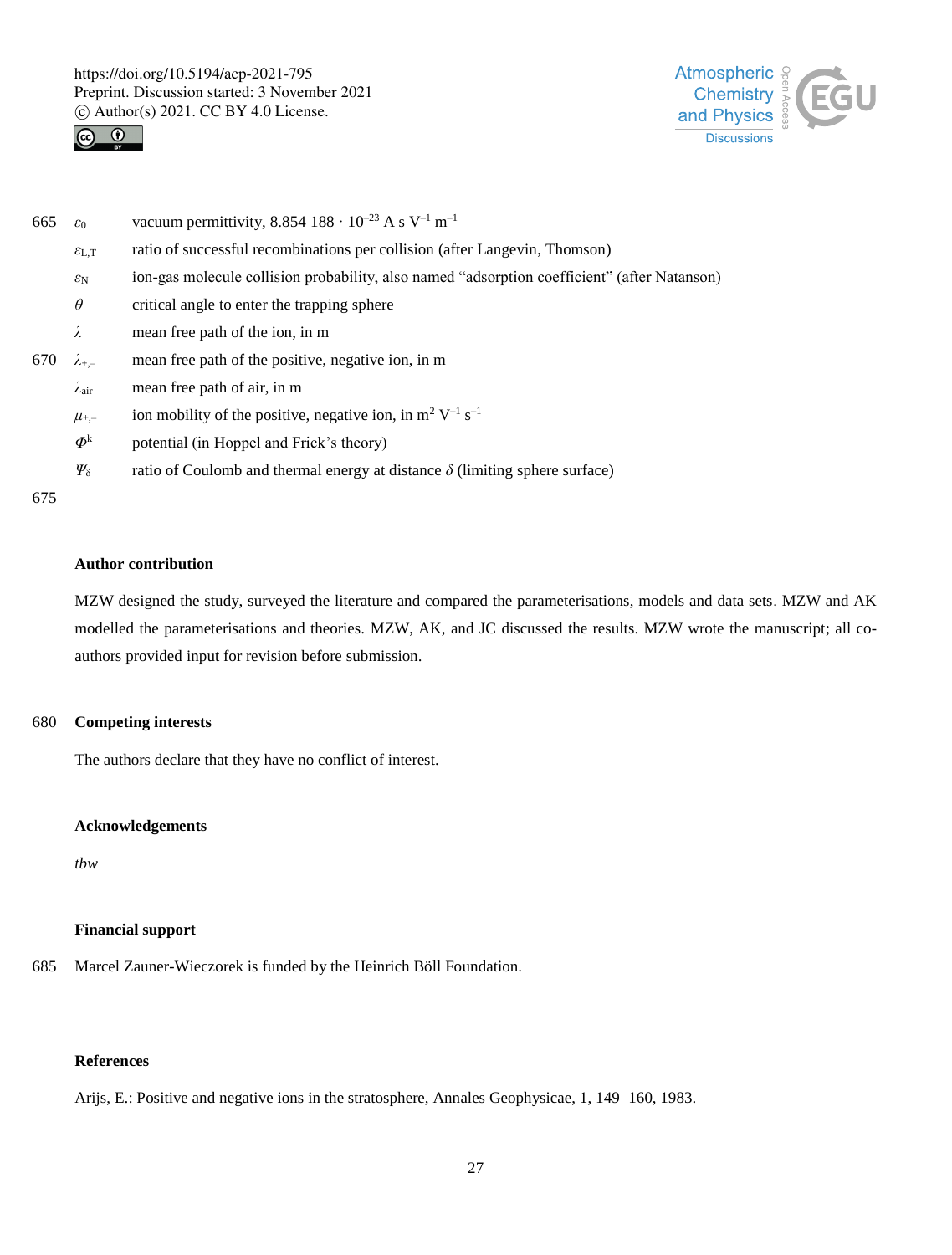| | |
|---|---|
| $\varepsilon_0$ | vacuum permittivity, 8.854 188 · $10^{-23}$ A s $V^{-1}$ $m^{-1}$ |
| $\varepsilon_{L,T}$ | ratio of successful recombinations per collision (after Langevin, Thomson) |
| $\varepsilon_N$ | ion-gas molecule collision probability, also named “adsorption coefficient” (after Natanson) |
| $\theta$ | critical angle to enter the trapping sphere |
| $\lambda$ | mean free path of the ion, in m |
| $\lambda_{+,-}$ | mean free path of the positive, negative ion, in m |
| $\lambda_{air}$ | mean free path of air, in m |
| $\mu_{+,-}$ | ion mobility of the positive, negative ion, in $m^2$ $V^{-1}$ $s^{-1}$ |
| $\Phi^k$ | potential (in Hoppel and Frick’s theory) |
| $\Psi_\delta$ | ratio of Coulomb and thermal energy at distance $\delta$ (limiting sphere surface) |

## Author contribution

MZW designed the study, surveyed the literature and compared the parameterisations, models and data sets. MZW and AK modelled the parameterisations and theories. MZW, AK, and JC discussed the results. MZW wrote the manuscript; all co-authors provided input for revision before submission.

## Competing interests

The authors declare that they have no conflict of interest.

## Acknowledgements

*tbw*

## Financial support

Marcel Zauner-Wieczorek is funded by the Heinrich Böll Foundation.

## References

Arijs, E.: Positive and negative ions in the stratosphere, Annales Geophysicae, 1, 149–160, 1983.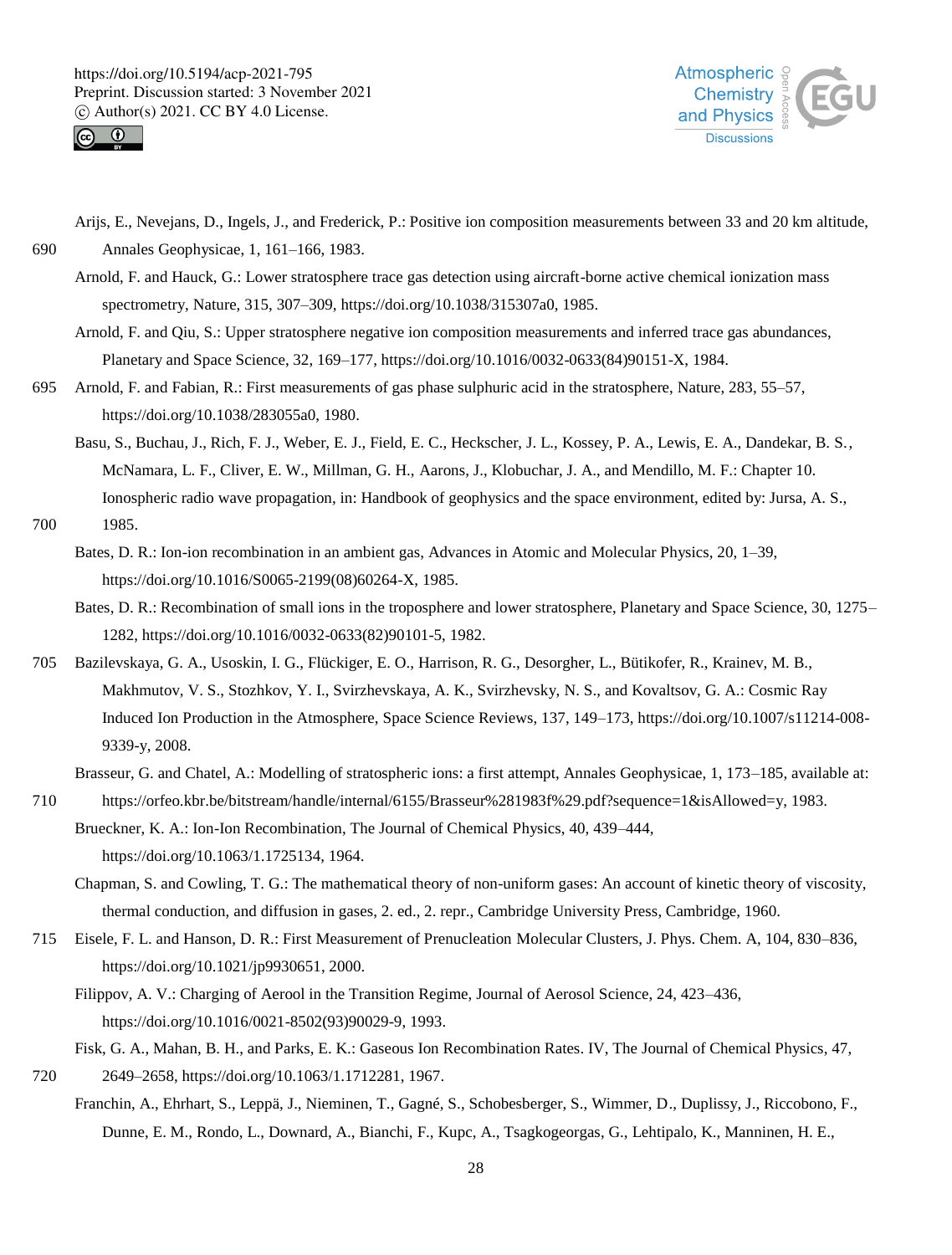Arijs, E., Nevejans, D., Ingels, J., and Frederick, P.: Positive ion composition measurements between 33 and 20 km altitude, Annales Geophysicae, 1, 161–166, 1983.

Arnold, F. and Hauck, G.: Lower stratosphere trace gas detection using aircraft-borne active chemical ionization mass spectrometry, Nature, 315, 307–309, https://doi.org/10.1038/315307a0, 1985.

Arnold, F. and Qiu, S.: Upper stratosphere negative ion composition measurements and inferred trace gas abundances, Planetary and Space Science, 32, 169–177, https://doi.org/10.1016/0032-0633(84)90151-X, 1984.

Arnold, F. and Fabian, R.: First measurements of gas phase sulphuric acid in the stratosphere, Nature, 283, 55–57, https://doi.org/10.1038/283055a0, 1980.

Basu, S., Buchau, J., Rich, F. J., Weber, E. J., Field, E. C., Heckscher, J. L., Kossey, P. A., Lewis, E. A., Dandekar, B. S., McNamara, L. F., Cliver, E. W., Millman, G. H., Aarons, J., Klobuchar, J. A., and Mendillo, M. F.: Chapter 10. Ionospheric radio wave propagation, in: Handbook of geophysics and the space environment, edited by: Jursa, A. S., 1985.

Bates, D. R.: Ion-ion recombination in an ambient gas, Advances in Atomic and Molecular Physics, 20, 1–39, https://doi.org/10.1016/S0065-2199(08)60264-X, 1985.

Bates, D. R.: Recombination of small ions in the troposphere and lower stratosphere, Planetary and Space Science, 30, 1275–1282, https://doi.org/10.1016/0032-0633(82)90101-5, 1982.

Bazilevskaya, G. A., Usoskin, I. G., Flückiger, E. O., Harrison, R. G., Desorgher, L., Bütikofer, R., Krainev, M. B., Makhmutov, V. S., Stozhkov, Y. I., Svirzhevskaya, A. K., Svirzhevsky, N. S., and Kovaltsov, G. A.: Cosmic Ray Induced Ion Production in the Atmosphere, Space Science Reviews, 137, 149–173, https://doi.org/10.1007/s11214-008-9339-y, 2008.

Brasseur, G. and Chatel, A.: Modelling of stratospheric ions: a first attempt, Annales Geophysicae, 1, 173–185, available at: https://orfeo.kbr.be/bitstream/handle/internal/6155/Brasseur%281983f%29.pdf?sequence=1&isAllowed=y, 1983.

Brueckner, K. A.: Ion-Ion Recombination, The Journal of Chemical Physics, 40, 439–444, https://doi.org/10.1063/1.1725134, 1964.

Chapman, S. and Cowling, T. G.: The mathematical theory of non-uniform gases: An account of kinetic theory of viscosity, thermal conduction, and diffusion in gases, 2. ed., 2. repr., Cambridge University Press, Cambridge, 1960.

Eisele, F. L. and Hanson, D. R.: First Measurement of Prenucleation Molecular Clusters, J. Phys. Chem. A, 104, 830–836, https://doi.org/10.1021/jp9930651, 2000.

Filippov, A. V.: Charging of Aerool in the Transition Regime, Journal of Aerosol Science, 24, 423–436, https://doi.org/10.1016/0021-8502(93)90029-9, 1993.

Fisk, G. A., Mahan, B. H., and Parks, E. K.: Gaseous Ion Recombination Rates. IV, The Journal of Chemical Physics, 47, 2649–2658, https://doi.org/10.1063/1.1712281, 1967.

Franchin, A., Ehrhart, S., Leppä, J., Nieminen, T., Gagné, S., Schobesberger, S., Wimmer, D., Duplissy, J., Riccobono, F., Dunne, E. M., Rondo, L., Downard, A., Bianchi, F., Kupc, A., Tsagkogeorgas, G., Lehtipalo, K., Manninen, H. E.,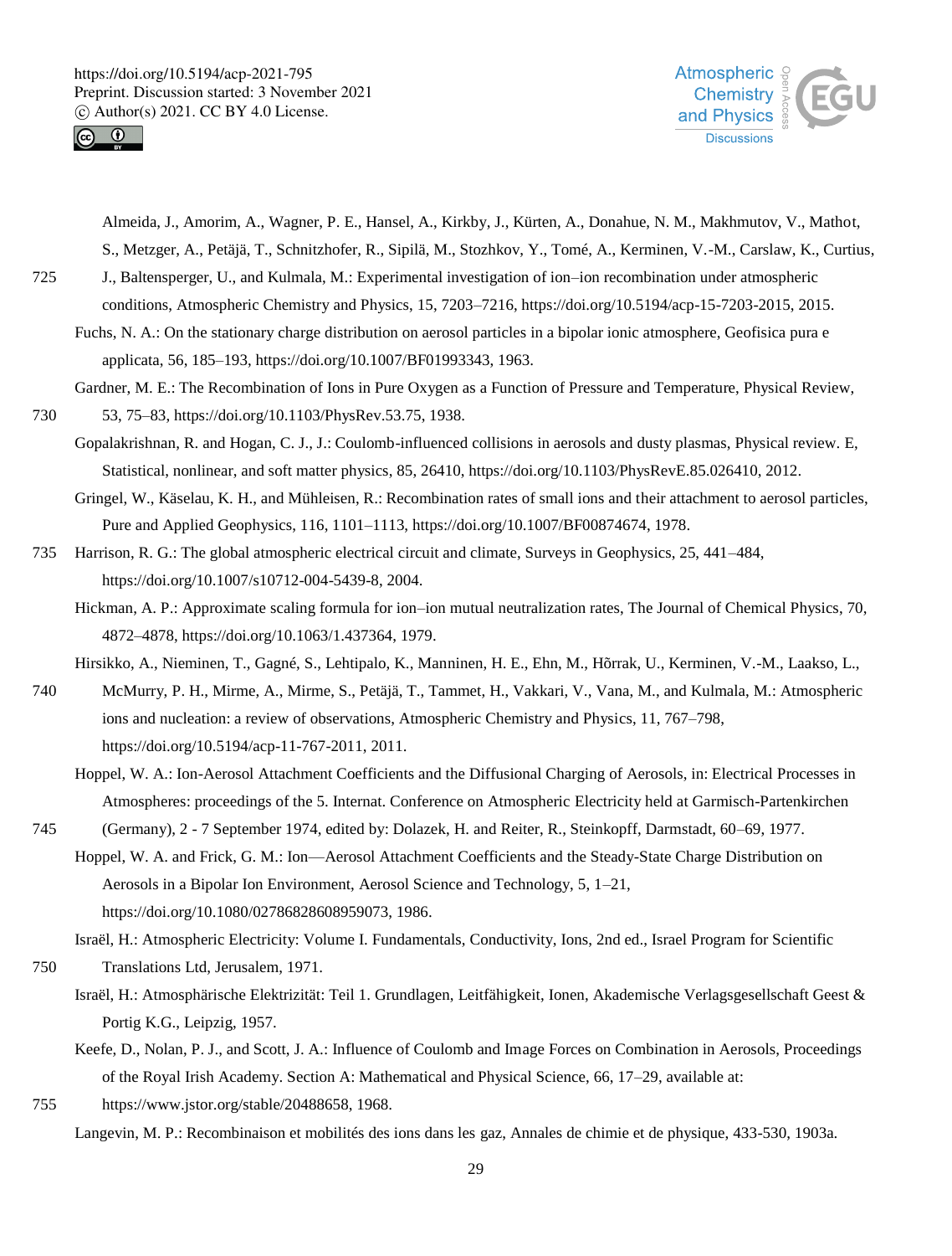Almeida, J., Amorim, A., Wagner, P. E., Hansel, A., Kirkby, J., Kürten, A., Donahue, N. M., Makhmutov, V., Mathot, S., Metzger, A., Petäjä, T., Schnitzhofer, R., Sipilä, M., Stozhkov, Y., Tomé, A., Kerminen, V.-M., Carslaw, K., Curtius, J., Baltensperger, U., and Kulmala, M.: Experimental investigation of ion–ion recombination under atmospheric conditions, Atmospheric Chemistry and Physics, 15, 7203–7216, https://doi.org/10.5194/acp-15-7203-2015, 2015.

Fuchs, N. A.: On the stationary charge distribution on aerosol particles in a bipolar ionic atmosphere, Geofisica pura e applicata, 56, 185–193, https://doi.org/10.1007/BF01993343, 1963.

Gardner, M. E.: The Recombination of Ions in Pure Oxygen as a Function of Pressure and Temperature, Physical Review, 53, 75–83, https://doi.org/10.1103/PhysRev.53.75, 1938.

Gopalakrishnan, R. and Hogan, C. J., J.: Coulomb-influenced collisions in aerosols and dusty plasmas, Physical review. E, Statistical, nonlinear, and soft matter physics, 85, 26410, https://doi.org/10.1103/PhysRevE.85.026410, 2012.

Gringel, W., Käselau, K. H., and Mühleisen, R.: Recombination rates of small ions and their attachment to aerosol particles, Pure and Applied Geophysics, 116, 1101–1113, https://doi.org/10.1007/BF00874674, 1978.

Harrison, R. G.: The global atmospheric electrical circuit and climate, Surveys in Geophysics, 25, 441–484, https://doi.org/10.1007/s10712-004-5439-8, 2004.

Hickman, A. P.: Approximate scaling formula for ion–ion mutual neutralization rates, The Journal of Chemical Physics, 70, 4872–4878, https://doi.org/10.1063/1.437364, 1979.

Hirsikko, A., Nieminen, T., Gagné, S., Lehtipalo, K., Manninen, H. E., Ehn, M., Hõrrak, U., Kerminen, V.-M., Laakso, L., McMurry, P. H., Mirme, A., Mirme, S., Petäjä, T., Tammet, H., Vakkari, V., Vana, M., and Kulmala, M.: Atmospheric ions and nucleation: a review of observations, Atmospheric Chemistry and Physics, 11, 767–798, https://doi.org/10.5194/acp-11-767-2011, 2011.

Hoppel, W. A.: Ion-Aerosol Attachment Coefficients and the Diffusional Charging of Aerosols, in: Electrical Processes in Atmospheres: proceedings of the 5. Internat. Conference on Atmospheric Electricity held at Garmisch-Partenkirchen (Germany), 2 - 7 September 1974, edited by: Dolazek, H. and Reiter, R., Steinkopff, Darmstadt, 60–69, 1977.

Hoppel, W. A. and Frick, G. M.: Ion—Aerosol Attachment Coefficients and the Steady-State Charge Distribution on Aerosols in a Bipolar Ion Environment, Aerosol Science and Technology, 5, 1–21, https://doi.org/10.1080/02786828608959073, 1986.

Israël, H.: Atmospheric Electricity: Volume I. Fundamentals, Conductivity, Ions, 2nd ed., Israel Program for Scientific Translations Ltd, Jerusalem, 1971.

Israël, H.: Atmosphärische Elektrizität: Teil 1. Grundlagen, Leitfähigkeit, Ionen, Akademische Verlagsgesellschaft Geest & Portig K.G., Leipzig, 1957.

Keefe, D., Nolan, P. J., and Scott, J. A.: Influence of Coulomb and Image Forces on Combination in Aerosols, Proceedings of the Royal Irish Academy. Section A: Mathematical and Physical Science, 66, 17–29, available at: https://www.jstor.org/stable/20488658, 1968.

Langevin, M. P.: Recombinaison et mobilités des ions dans les gaz, Annales de chimie et de physique, 433-530, 1903a.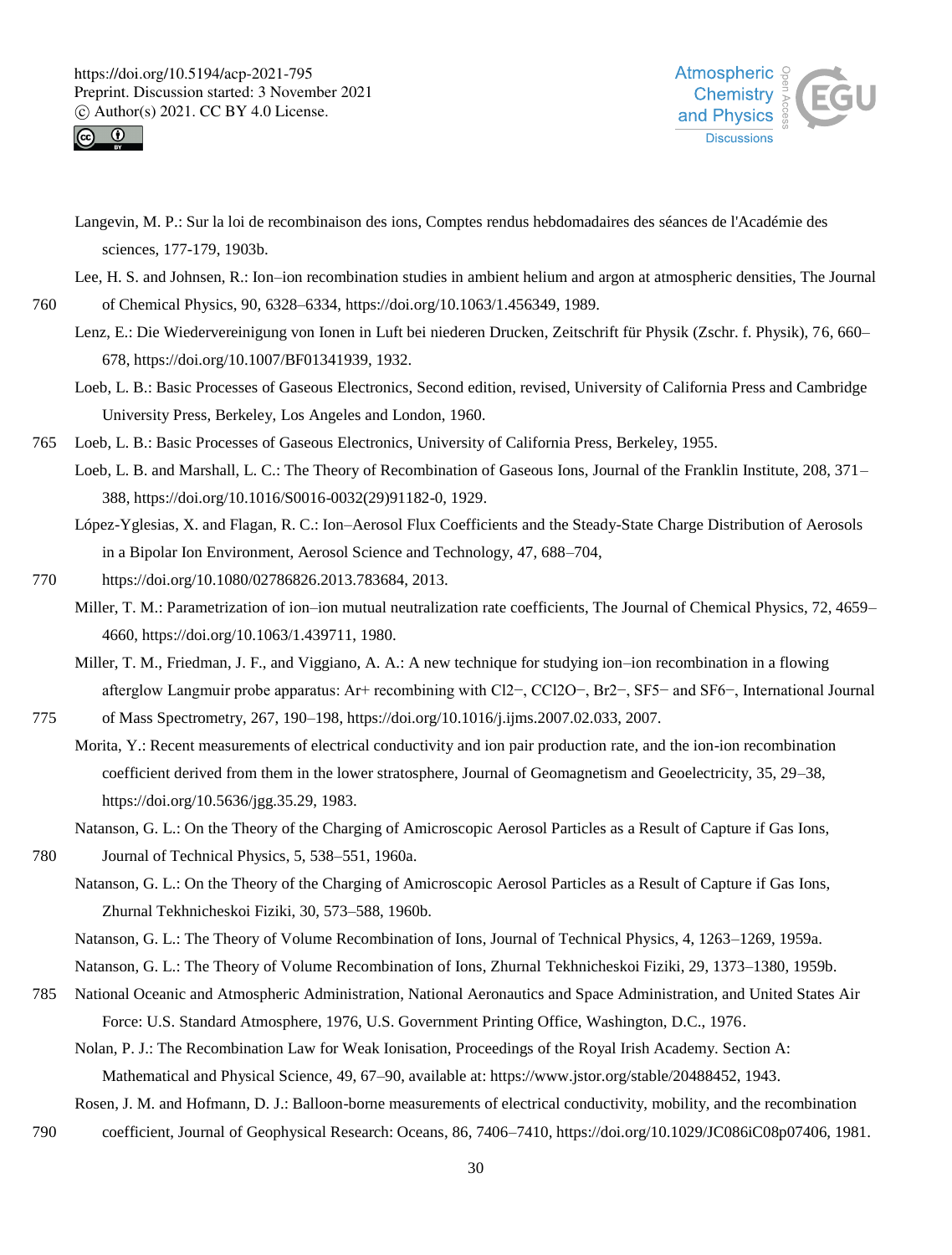Langevin, M. P.: Sur la loi de recombinaison des ions, Comptes rendus hebdomadaires des séances de l'Académie des sciences, 177-179, 1903b.

Lee, H. S. and Johnsen, R.: Ion–ion recombination studies in ambient helium and argon at atmospheric densities, The Journal of Chemical Physics, 90, 6328–6334, https://doi.org/10.1063/1.456349, 1989.

Lenz, E.: Die Wiedervereinigung von Ionen in Luft bei niederen Drucken, Zeitschrift für Physik (Zschr. f. Physik), 76, 660–678, https://doi.org/10.1007/BF01341939, 1932.

Loeb, L. B.: Basic Processes of Gaseous Electronics, Second edition, revised, University of California Press and Cambridge University Press, Berkeley, Los Angeles and London, 1960.

Loeb, L. B.: Basic Processes of Gaseous Electronics, University of California Press, Berkeley, 1955.

Loeb, L. B. and Marshall, L. C.: The Theory of Recombination of Gaseous Ions, Journal of the Franklin Institute, 208, 371–388, https://doi.org/10.1016/S0016-0032(29)91182-0, 1929.

López-Yglesias, X. and Flagan, R. C.: Ion–Aerosol Flux Coefficients and the Steady-State Charge Distribution of Aerosols in a Bipolar Ion Environment, Aerosol Science and Technology, 47, 688–704, https://doi.org/10.1080/02786826.2013.783684, 2013.

Miller, T. M.: Parametrization of ion–ion mutual neutralization rate coefficients, The Journal of Chemical Physics, 72, 4659–4660, https://doi.org/10.1063/1.439711, 1980.

Miller, T. M., Friedman, J. F., and Viggiano, A. A.: A new technique for studying ion–ion recombination in a flowing afterglow Langmuir probe apparatus: $Ar^+$ recombining with $Cl_2^-$, $CCl_2O^-$, $Br_2^-$, $SF_5^-$ and $SF_6^-$, International Journal of Mass Spectrometry, 267, 190–198, https://doi.org/10.1016/j.ijms.2007.02.033, 2007.

Morita, Y.: Recent measurements of electrical conductivity and ion pair production rate, and the ion-ion recombination coefficient derived from them in the lower stratosphere, Journal of Geomagnetism and Geoelectricity, 35, 29–38, https://doi.org/10.5636/jgg.35.29, 1983.

Natanson, G. L.: On the Theory of the Charging of Amicroscopic Aerosol Particles as a Result of Capture if Gas Ions, Journal of Technical Physics, 5, 538–551, 1960a.

Natanson, G. L.: On the Theory of the Charging of Amicroscopic Aerosol Particles as a Result of Capture if Gas Ions, Zhurnal Tekhnicheskoi Fiziki, 30, 573–588, 1960b.

Natanson, G. L.: The Theory of Volume Recombination of Ions, Journal of Technical Physics, 4, 1263–1269, 1959a.

Natanson, G. L.: The Theory of Volume Recombination of Ions, Zhurnal Tekhnicheskoi Fiziki, 29, 1373–1380, 1959b.

National Oceanic and Atmospheric Administration, National Aeronautics and Space Administration, and United States Air Force: U.S. Standard Atmosphere, 1976, U.S. Government Printing Office, Washington, D.C., 1976.

Nolan, P. J.: The Recombination Law for Weak Ionisation, Proceedings of the Royal Irish Academy. Section A: Mathematical and Physical Science, 49, 67–90, available at: https://www.jstor.org/stable/20488452, 1943.

Rosen, J. M. and Hofmann, D. J.: Balloon-borne measurements of electrical conductivity, mobility, and the recombination coefficient, Journal of Geophysical Research: Oceans, 86, 7406–7410, https://doi.org/10.1029/JC086iC08p07406, 1981.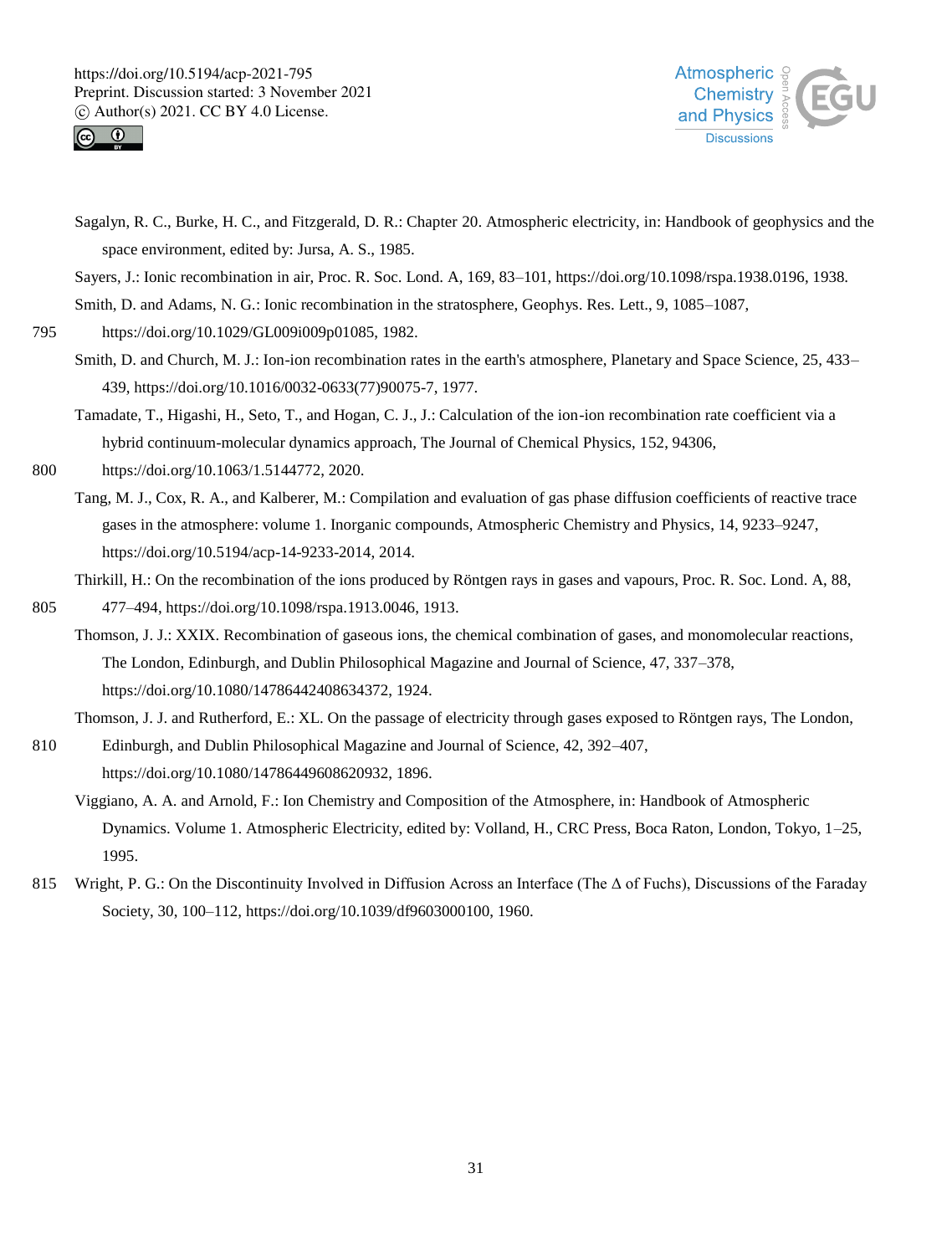Sagalyn, R. C., Burke, H. C., and Fitzgerald, D. R.: Chapter 20. Atmospheric electricity, in: Handbook of geophysics and the space environment, edited by: Jursa, A. S., 1985.

Sayers, J.: Ionic recombination in air, Proc. R. Soc. Lond. A, 169, 83–101, https://doi.org/10.1098/rspa.1938.0196, 1938.

Smith, D. and Adams, N. G.: Ionic recombination in the stratosphere, Geophys. Res. Lett., 9, 1085–1087, https://doi.org/10.1029/GL009i009p01085, 1982.

Smith, D. and Church, M. J.: Ion-ion recombination rates in the earth's atmosphere, Planetary and Space Science, 25, 433–439, https://doi.org/10.1016/0032-0633(77)90075-7, 1977.

Tamadate, T., Higashi, H., Seto, T., and Hogan, C. J., J.: Calculation of the ion-ion recombination rate coefficient via a hybrid continuum-molecular dynamics approach, The Journal of Chemical Physics, 152, 94306, https://doi.org/10.1063/1.5144772, 2020.

Tang, M. J., Cox, R. A., and Kalberer, M.: Compilation and evaluation of gas phase diffusion coefficients of reactive trace gases in the atmosphere: volume 1. Inorganic compounds, Atmospheric Chemistry and Physics, 14, 9233–9247, https://doi.org/10.5194/acp-14-9233-2014, 2014.

Thirkill, H.: On the recombination of the ions produced by Röntgen rays in gases and vapours, Proc. R. Soc. Lond. A, 88, 477–494, https://doi.org/10.1098/rspa.1913.0046, 1913.

Thomson, J. J.: XXIX. Recombination of gaseous ions, the chemical combination of gases, and monomolecular reactions, The London, Edinburgh, and Dublin Philosophical Magazine and Journal of Science, 47, 337–378, https://doi.org/10.1080/14786442408634372, 1924.

Thomson, J. J. and Rutherford, E.: XL. On the passage of electricity through gases exposed to Röntgen rays, The London, Edinburgh, and Dublin Philosophical Magazine and Journal of Science, 42, 392–407, https://doi.org/10.1080/14786449608620932, 1896.

Viggiano, A. A. and Arnold, F.: Ion Chemistry and Composition of the Atmosphere, in: Handbook of Atmospheric Dynamics. Volume 1. Atmospheric Electricity, edited by: Volland, H., CRC Press, Boca Raton, London, Tokyo, 1–25, 1995.

Wright, P. G.: On the Discontinuity Involved in Diffusion Across an Interface (The Δ of Fuchs), Discussions of the Faraday Society, 30, 100–112, https://doi.org/10.1039/df9603000100, 1960.